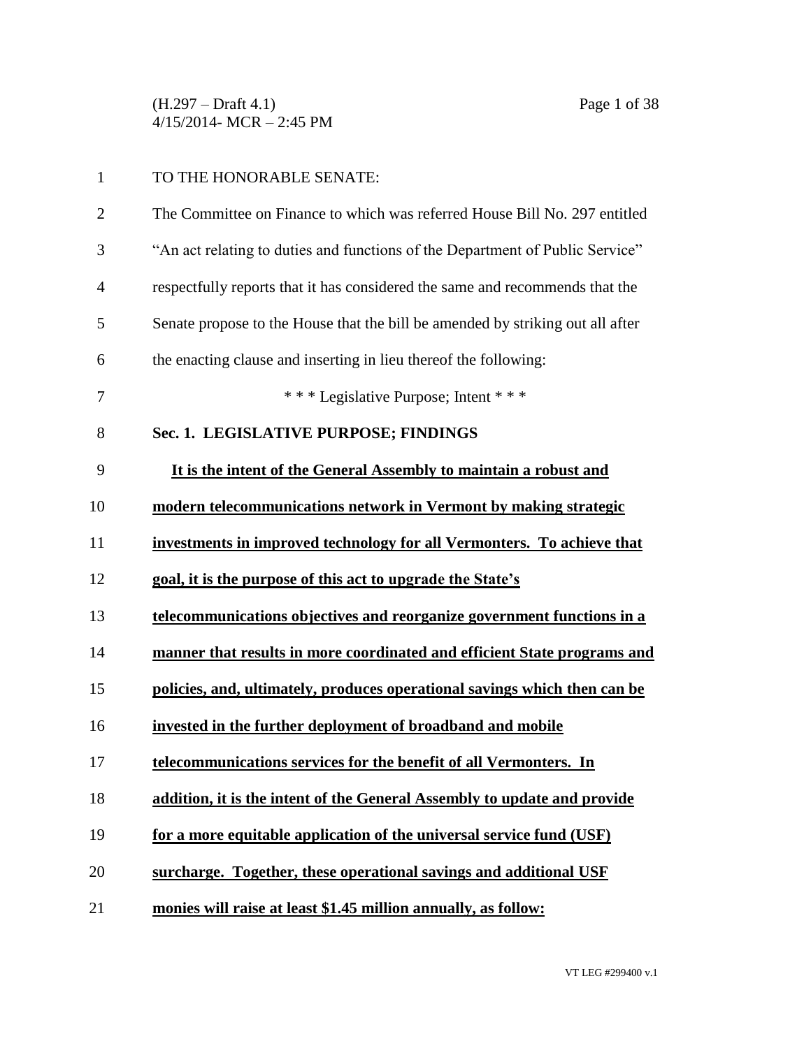TO THE HONORABLE SENATE:

The Committee on Finance to which was referred House Bill No. 297 entitled "An act relating to duties and functions of the Department of Public Service" respectfully reports that it has considered the same and recommends that the Senate propose to the House that the bill be amended by striking out all after the enacting clause and inserting in lieu thereof the following:

\* \* \* Legislative Purpose; Intent \* \* \*

**Sec. 1. LEGISLATIVE PURPOSE; FINDINGS**

**It is the intent of the General Assembly to maintain a robust and modern telecommunications network in Vermont by making strategic investments in improved technology for all Vermonters. To achieve that goal, it is the purpose of this act to upgrade the State's telecommunications objectives and reorganize government functions in a manner that results in more coordinated and efficient State programs and policies, and, ultimately, produces operational savings which then can be invested in the further deployment of broadband and mobile telecommunications services for the benefit of all Vermonters. In addition, it is the intent of the General Assembly to update and provide for a more equitable application of the universal service fund (USF) surcharge. Together, these operational savings and additional USF monies will raise at least $1.45 million annually, as follow:**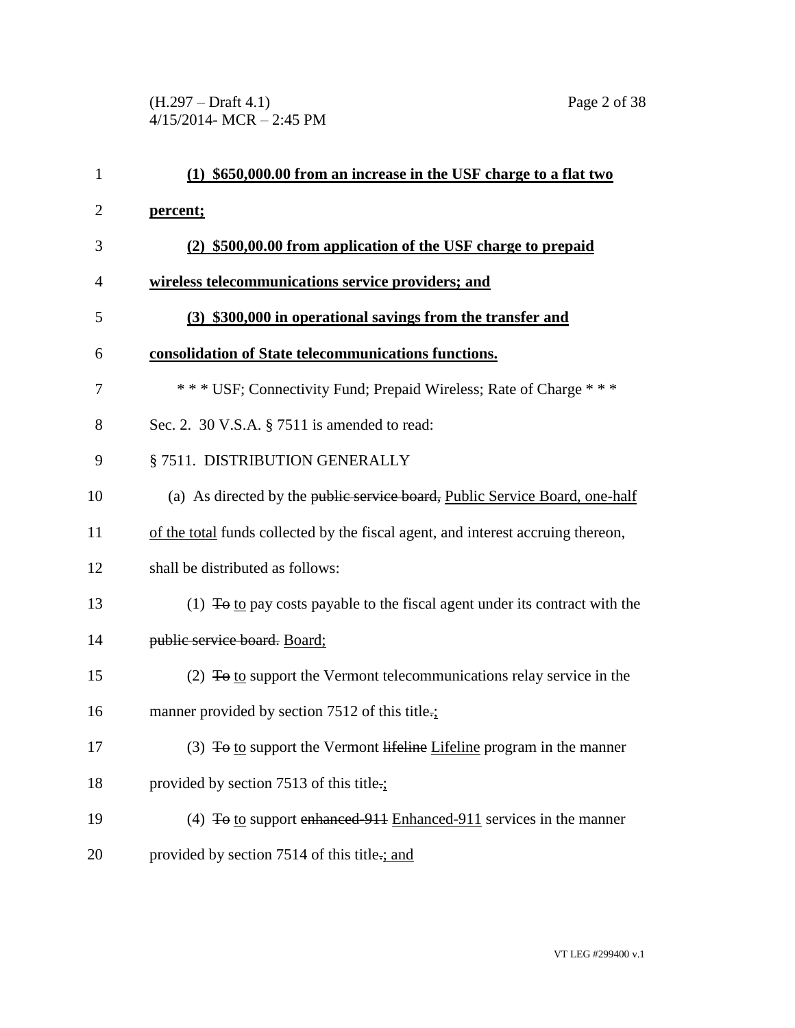**(1) $650,000.00 from an increase in the USF charge to a flat two percent;**

**(2) $500,00.00 from application of the USF charge to prepaid wireless telecommunications service providers; and**

**(3) $300,000 in operational savings from the transfer and consolidation of State telecommunications functions.**

\* \* \* USF; Connectivity Fund; Prepaid Wireless; Rate of Charge \* \* \*

Sec. 2. 30 V.S.A. § 7511 is amended to read:

§ 7511. DISTRIBUTION GENERALLY

(a) As directed by the ~~public service board,~~ Public Service Board, one-half of the total funds collected by the fiscal agent, and interest accruing thereon, shall be distributed as follows:

(1) ~~To~~ to pay costs payable to the fiscal agent under its contract with the ~~public service board.~~ Board;

(2) ~~To~~ to support the Vermont telecommunications relay service in the manner provided by section 7512 of this title~~.~~;

(3) ~~To~~ to support the Vermont ~~lifeline~~ Lifeline program in the manner provided by section 7513 of this title~~.~~;

(4) ~~To~~ to support ~~enhanced-911~~ Enhanced-911 services in the manner provided by section 7514 of this title~~.~~; and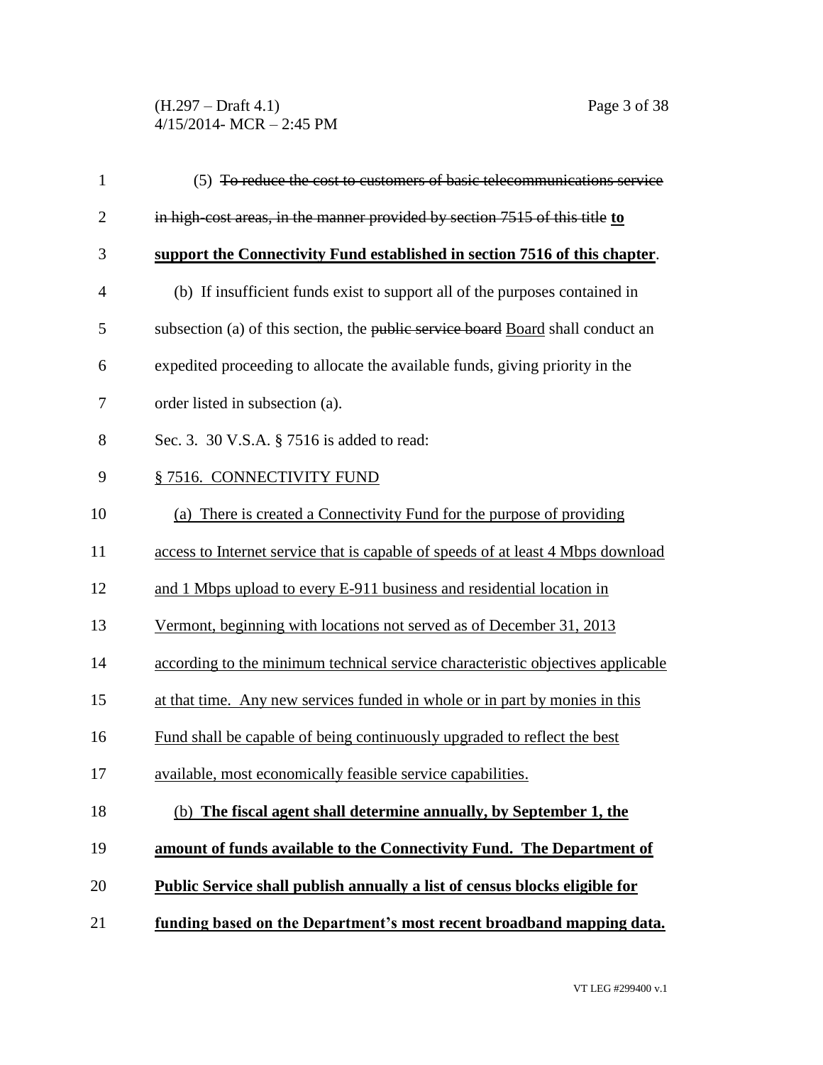(5) ~~To reduce the cost to customers of basic telecommunications service in high-cost areas, in the manner provided by section 7515 of this title~~ **to support the Connectivity Fund established in section 7516 of this chapter**.

(b) If insufficient funds exist to support all of the purposes contained in subsection (a) of this section, the ~~public service board~~ Board shall conduct an expedited proceeding to allocate the available funds, giving priority in the order listed in subsection (a).

Sec. 3. 30 V.S.A. § 7516 is added to read:

§ 7516. CONNECTIVITY FUND

(a) There is created a Connectivity Fund for the purpose of providing access to Internet service that is capable of speeds of at least 4 Mbps download and 1 Mbps upload to every E-911 business and residential location in Vermont, beginning with locations not served as of December 31, 2013 according to the minimum technical service characteristic objectives applicable at that time. Any new services funded in whole or in part by monies in this Fund shall be capable of being continuously upgraded to reflect the best available, most economically feasible service capabilities.

(b) **The fiscal agent shall determine annually, by September 1, the amount of funds available to the Connectivity Fund. The Department of Public Service shall publish annually a list of census blocks eligible for funding based on the Department's most recent broadband mapping data.**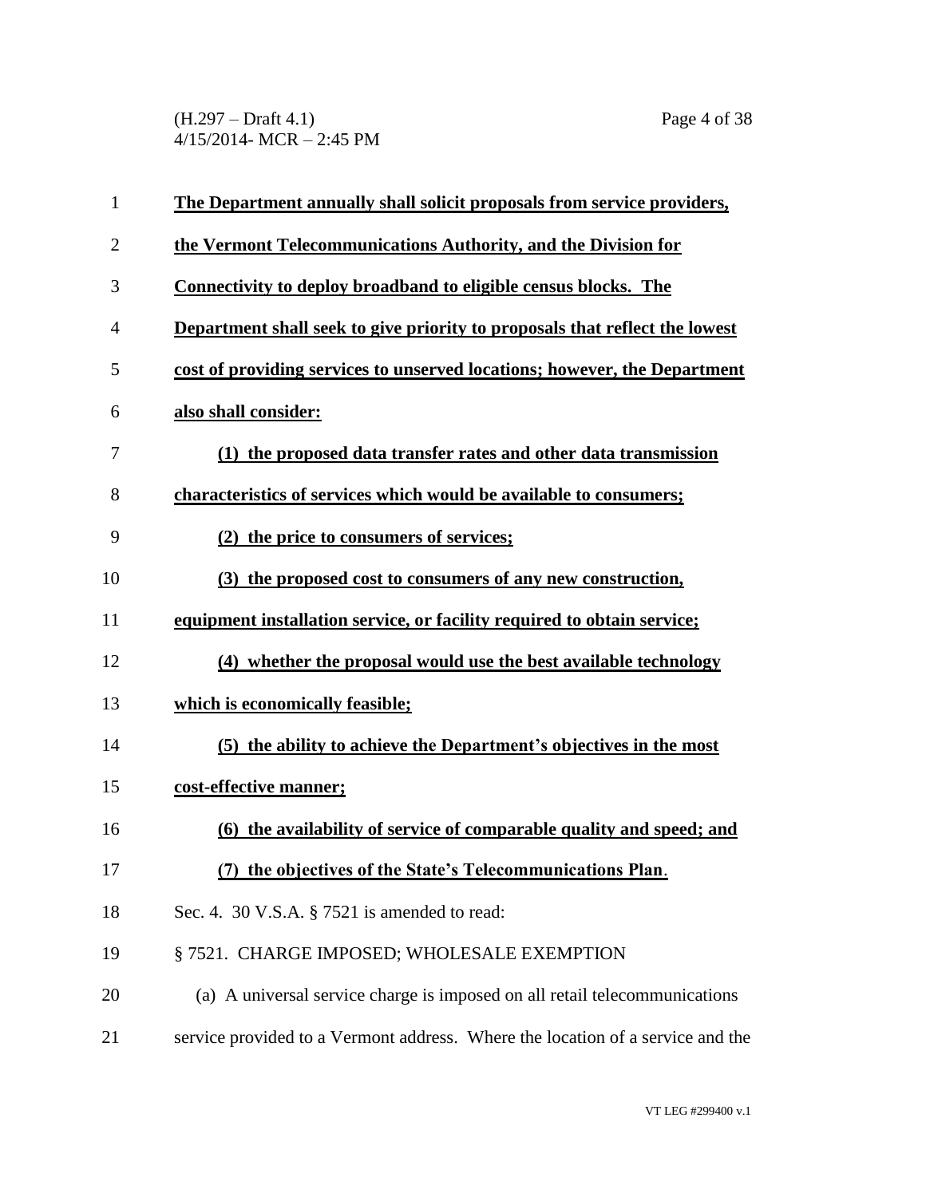**The Department annually shall solicit proposals from service providers, the Vermont Telecommunications Authority, and the Division for Connectivity to deploy broadband to eligible census blocks. The Department shall seek to give priority to proposals that reflect the lowest cost of providing services to unserved locations; however, the Department also shall consider:**

**(1) the proposed data transfer rates and other data transmission characteristics of services which would be available to consumers;**

**(2) the price to consumers of services;**

**(3) the proposed cost to consumers of any new construction, equipment installation service, or facility required to obtain service;**

**(4) whether the proposal would use the best available technology which is economically feasible;**

**(5) the ability to achieve the Department's objectives in the most cost-effective manner;**

**(6) the availability of service of comparable quality and speed; and**

**(7) the objectives of the State's Telecommunications Plan**.

Sec. 4. 30 V.S.A. § 7521 is amended to read:

§ 7521. CHARGE IMPOSED; WHOLESALE EXEMPTION

(a) A universal service charge is imposed on all retail telecommunications service provided to a Vermont address. Where the location of a service and the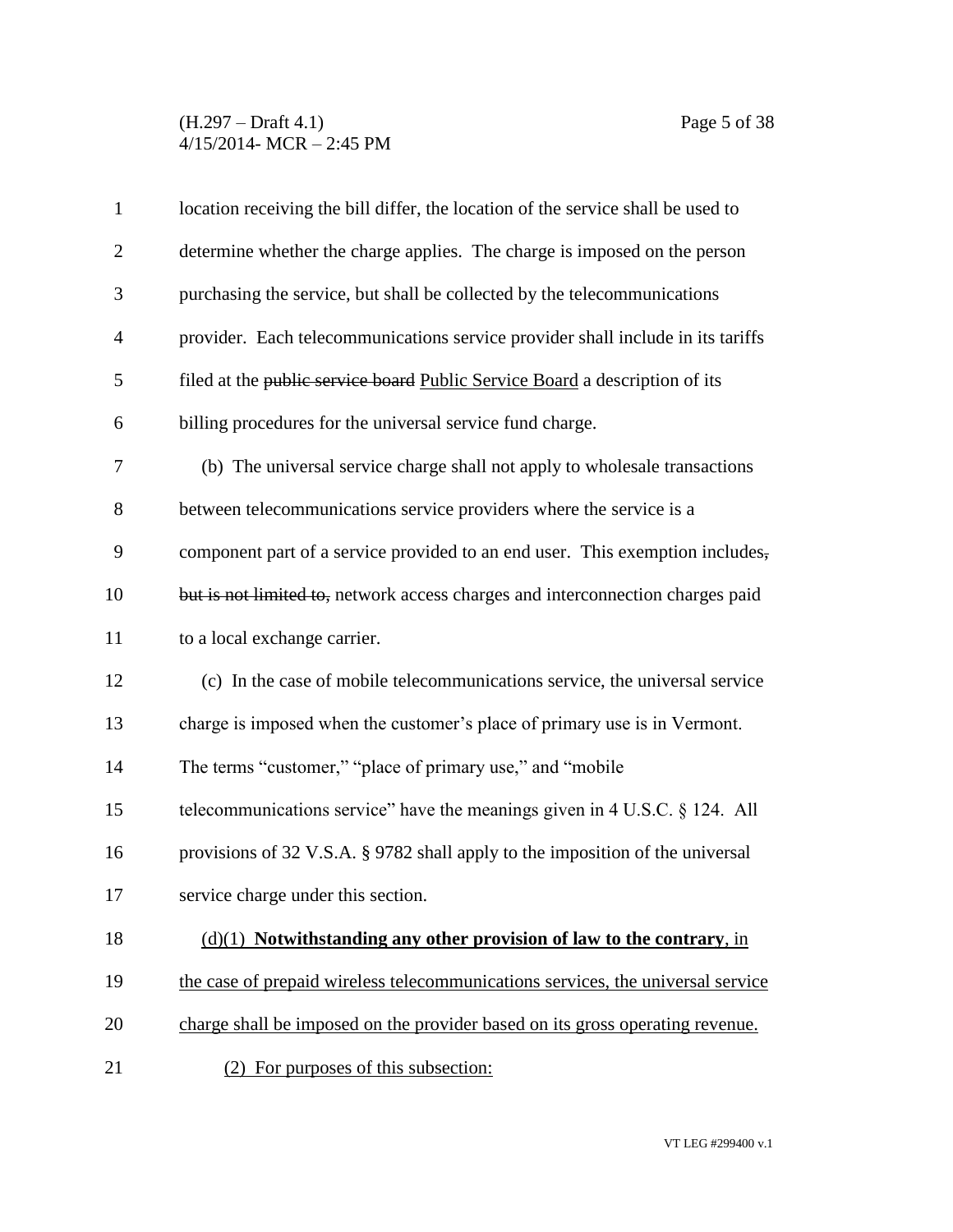location receiving the bill differ, the location of the service shall be used to determine whether the charge applies. The charge is imposed on the person purchasing the service, but shall be collected by the telecommunications provider. Each telecommunications service provider shall include in its tariffs filed at the ~~public service board~~ <u>Public Service Board</u> a description of its billing procedures for the universal service fund charge.

(b) The universal service charge shall not apply to wholesale transactions between telecommunications service providers where the service is a component part of a service provided to an end user. This exemption includes~~, but is not limited to,~~ network access charges and interconnection charges paid to a local exchange carrier.

(c) In the case of mobile telecommunications service, the universal service charge is imposed when the customer's place of primary use is in Vermont. The terms "customer," "place of primary use," and "mobile telecommunications service" have the meanings given in 4 U.S.C. § 124. All provisions of 32 V.S.A. § 9782 shall apply to the imposition of the universal service charge under this section.

<u>(d)(1) **Notwithstanding any other provision of law to the contrary**, in the case of prepaid wireless telecommunications services, the universal service charge shall be imposed on the provider based on its gross operating revenue.</u>

<u>(2) For purposes of this subsection:</u>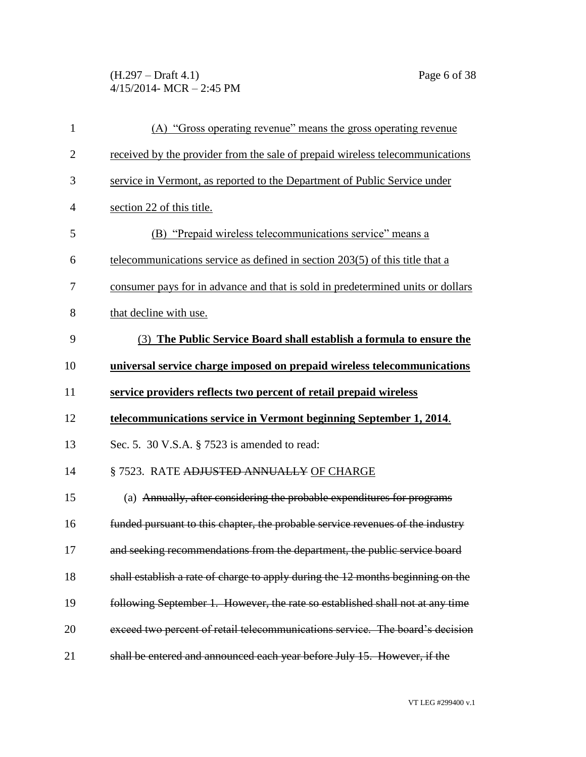(A) "Gross operating revenue" means the gross operating revenue received by the provider from the sale of prepaid wireless telecommunications service in Vermont, as reported to the Department of Public Service under section 22 of this title.

(B) "Prepaid wireless telecommunications service" means a telecommunications service as defined in section 203(5) of this title that a consumer pays for in advance and that is sold in predetermined units or dollars that decline with use.

(3) **The Public Service Board shall establish a formula to ensure the universal service charge imposed on prepaid wireless telecommunications service providers reflects two percent of retail prepaid wireless telecommunications service in Vermont beginning September 1, 2014**.

Sec. 5. 30 V.S.A. § 7523 is amended to read:

§ 7523. RATE ~~ADJUSTED ANNUALLY~~ OF CHARGE

(a) ~~Annually, after considering the probable expenditures for programs funded pursuant to this chapter, the probable service revenues of the industry and seeking recommendations from the department, the public service board shall establish a rate of charge to apply during the 12 months beginning on the following September 1. However, the rate so established shall not at any time exceed two percent of retail telecommunications service. The board's decision shall be entered and announced each year before July 15. However, if the~~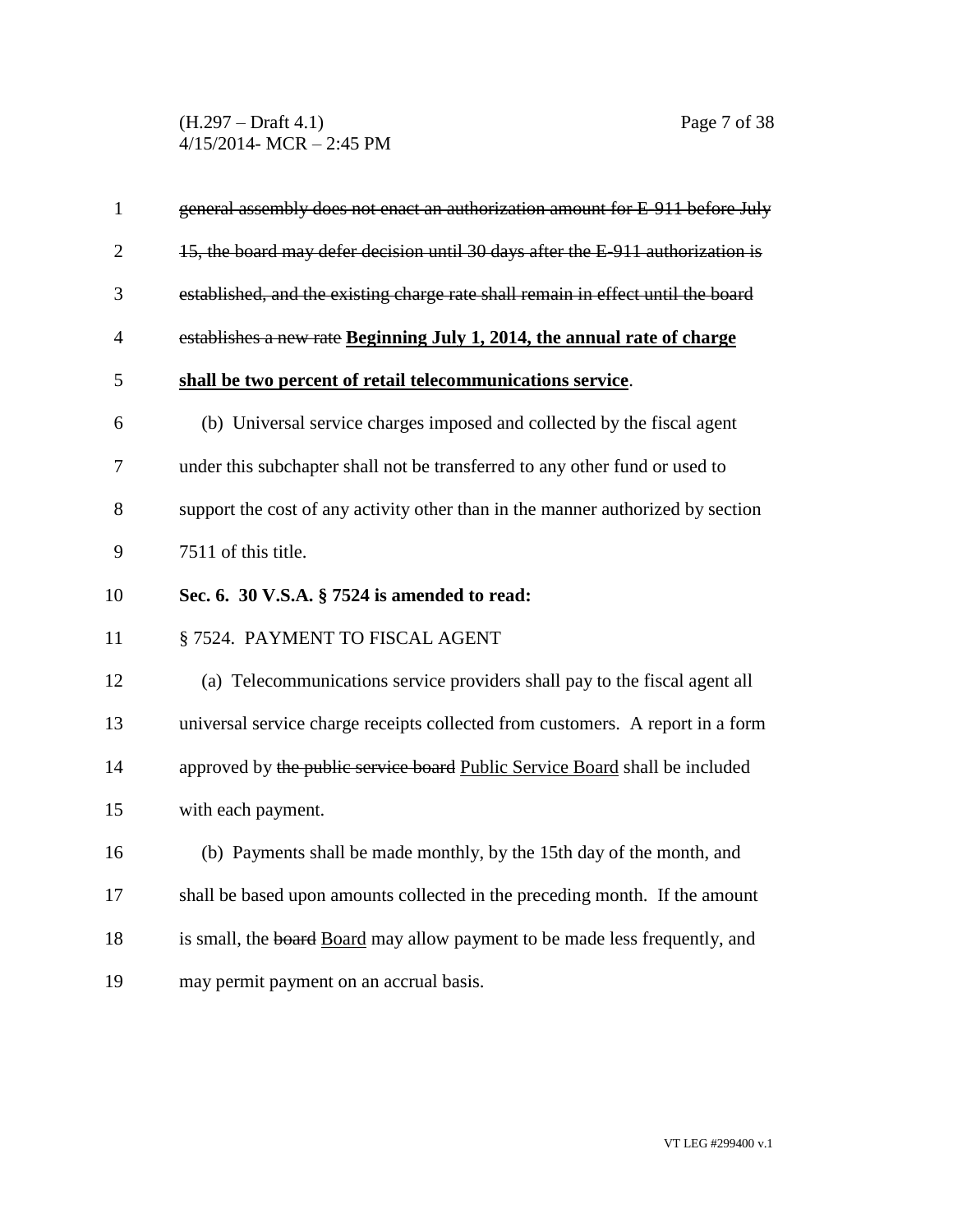~~general assembly does not enact an authorization amount for E-911 before July 15, the board may defer decision until 30 days after the E-911 authorization is established, and the existing charge rate shall remain in effect until the board establishes a new rate~~ **Beginning July 1, 2014, the annual rate of charge shall be two percent of retail telecommunications service**.

(b) Universal service charges imposed and collected by the fiscal agent under this subchapter shall not be transferred to any other fund or used to support the cost of any activity other than in the manner authorized by section 7511 of this title.

**Sec. 6. 30 V.S.A. § 7524 is amended to read:**

§ 7524. PAYMENT TO FISCAL AGENT

(a) Telecommunications service providers shall pay to the fiscal agent all universal service charge receipts collected from customers. A report in a form approved by ~~the public service board~~ Public Service Board shall be included with each payment.

(b) Payments shall be made monthly, by the 15th day of the month, and shall be based upon amounts collected in the preceding month. If the amount is small, the ~~board~~ Board may allow payment to be made less frequently, and may permit payment on an accrual basis.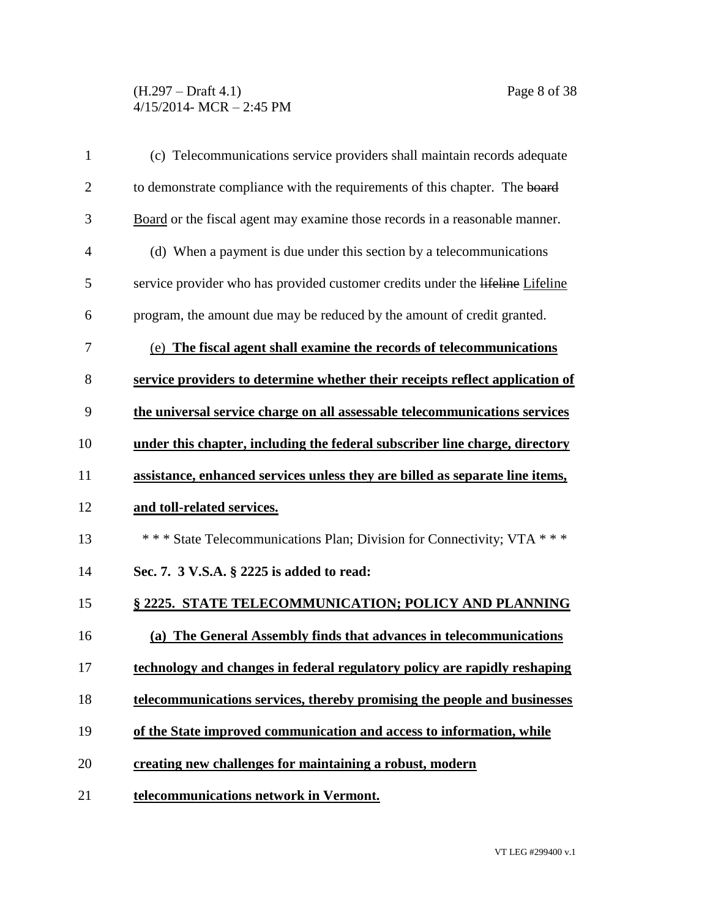(c) Telecommunications service providers shall maintain records adequate to demonstrate compliance with the requirements of this chapter. The ~~board~~ Board or the fiscal agent may examine those records in a reasonable manner.

(d) When a payment is due under this section by a telecommunications service provider who has provided customer credits under the ~~lifeline~~ Lifeline program, the amount due may be reduced by the amount of credit granted.

(e) **The fiscal agent shall examine the records of telecommunications service providers to determine whether their receipts reflect application of the universal service charge on all assessable telecommunications services under this chapter, including the federal subscriber line charge, directory assistance, enhanced services unless they are billed as separate line items, and toll-related services.**

* * * State Telecommunications Plan; Division for Connectivity; VTA * * *

**Sec. 7. 3 V.S.A. § 2225 is added to read:**

**§ 2225. STATE TELECOMMUNICATION; POLICY AND PLANNING**

**(a) The General Assembly finds that advances in telecommunications technology and changes in federal regulatory policy are rapidly reshaping telecommunications services, thereby promising the people and businesses of the State improved communication and access to information, while creating new challenges for maintaining a robust, modern telecommunications network in Vermont.**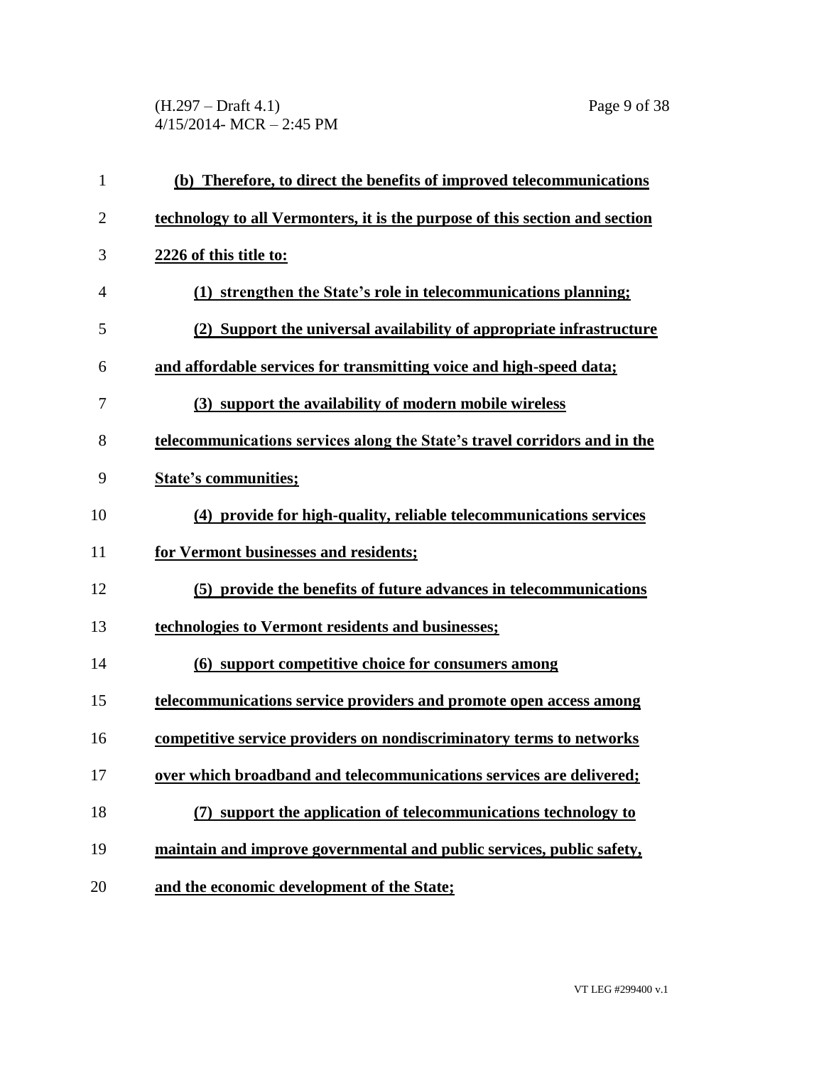**(b) Therefore, to direct the benefits of improved telecommunications technology to all Vermonters, it is the purpose of this section and section 2226 of this title to:**

**(1) strengthen the State's role in telecommunications planning;**

**(2) Support the universal availability of appropriate infrastructure and affordable services for transmitting voice and high-speed data;**

**(3) support the availability of modern mobile wireless telecommunications services along the State's travel corridors and in the State's communities;**

**(4) provide for high-quality, reliable telecommunications services for Vermont businesses and residents;**

**(5) provide the benefits of future advances in telecommunications technologies to Vermont residents and businesses;**

**(6) support competitive choice for consumers among telecommunications service providers and promote open access among competitive service providers on nondiscriminatory terms to networks over which broadband and telecommunications services are delivered;**

**(7) support the application of telecommunications technology to maintain and improve governmental and public services, public safety, and the economic development of the State;**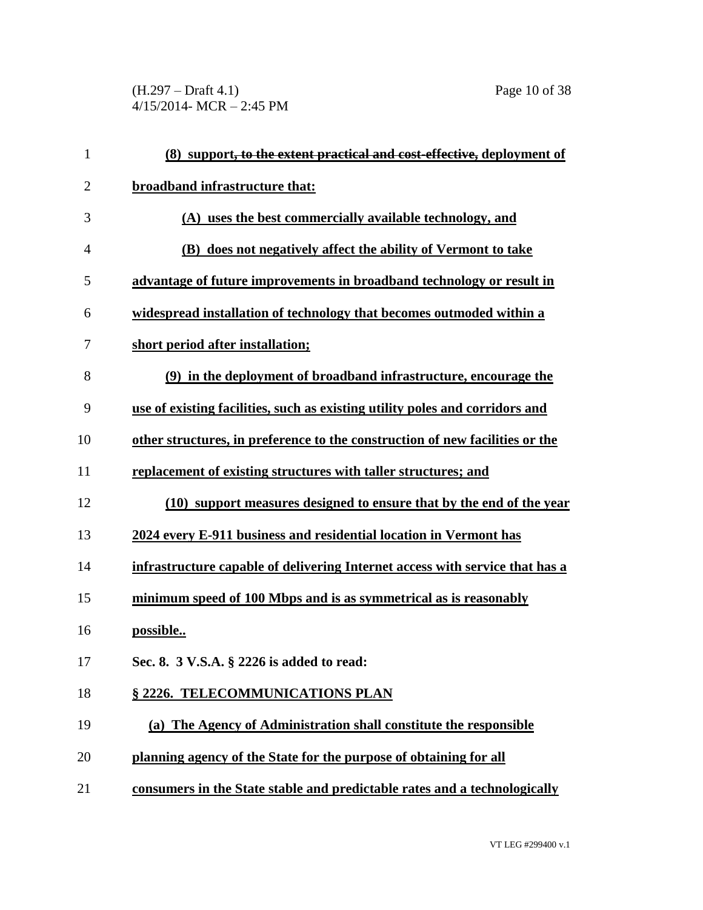**(8) support~~, to the extent practical and cost-effective,~~ deployment of broadband infrastructure that:**

**(A) uses the best commercially available technology, and**

**(B) does not negatively affect the ability of Vermont to take advantage of future improvements in broadband technology or result in widespread installation of technology that becomes outmoded within a short period after installation;**

**(9) in the deployment of broadband infrastructure, encourage the use of existing facilities, such as existing utility poles and corridors and other structures, in preference to the construction of new facilities or the replacement of existing structures with taller structures; and**

**(10) support measures designed to ensure that by the end of the year 2024 every E-911 business and residential location in Vermont has infrastructure capable of delivering Internet access with service that has a minimum speed of 100 Mbps and is as symmetrical as is reasonably possible..**

**Sec. 8. 3 V.S.A. § 2226 is added to read:**

**§ 2226. TELECOMMUNICATIONS PLAN**

**(a) The Agency of Administration shall constitute the responsible planning agency of the State for the purpose of obtaining for all consumers in the State stable and predictable rates and a technologically**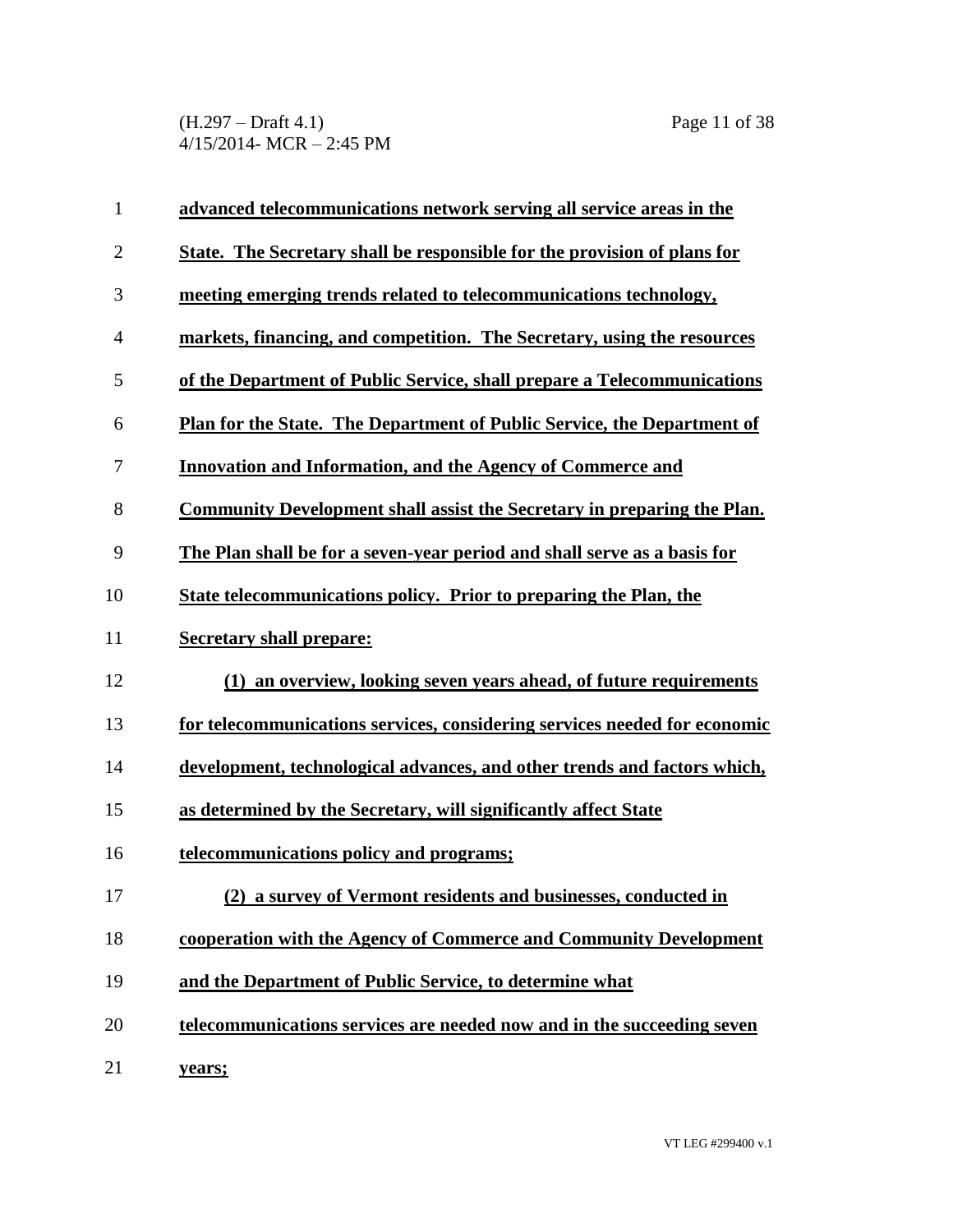**advanced telecommunications network serving all service areas in the State. The Secretary shall be responsible for the provision of plans for meeting emerging trends related to telecommunications technology, markets, financing, and competition. The Secretary, using the resources of the Department of Public Service, shall prepare a Telecommunications Plan for the State. The Department of Public Service, the Department of Innovation and Information, and the Agency of Commerce and Community Development shall assist the Secretary in preparing the Plan. The Plan shall be for a seven-year period and shall serve as a basis for State telecommunications policy. Prior to preparing the Plan, the Secretary shall prepare:**

**(1) an overview, looking seven years ahead, of future requirements for telecommunications services, considering services needed for economic development, technological advances, and other trends and factors which, as determined by the Secretary, will significantly affect State telecommunications policy and programs;**

**(2) a survey of Vermont residents and businesses, conducted in cooperation with the Agency of Commerce and Community Development and the Department of Public Service, to determine what telecommunications services are needed now and in the succeeding seven years;**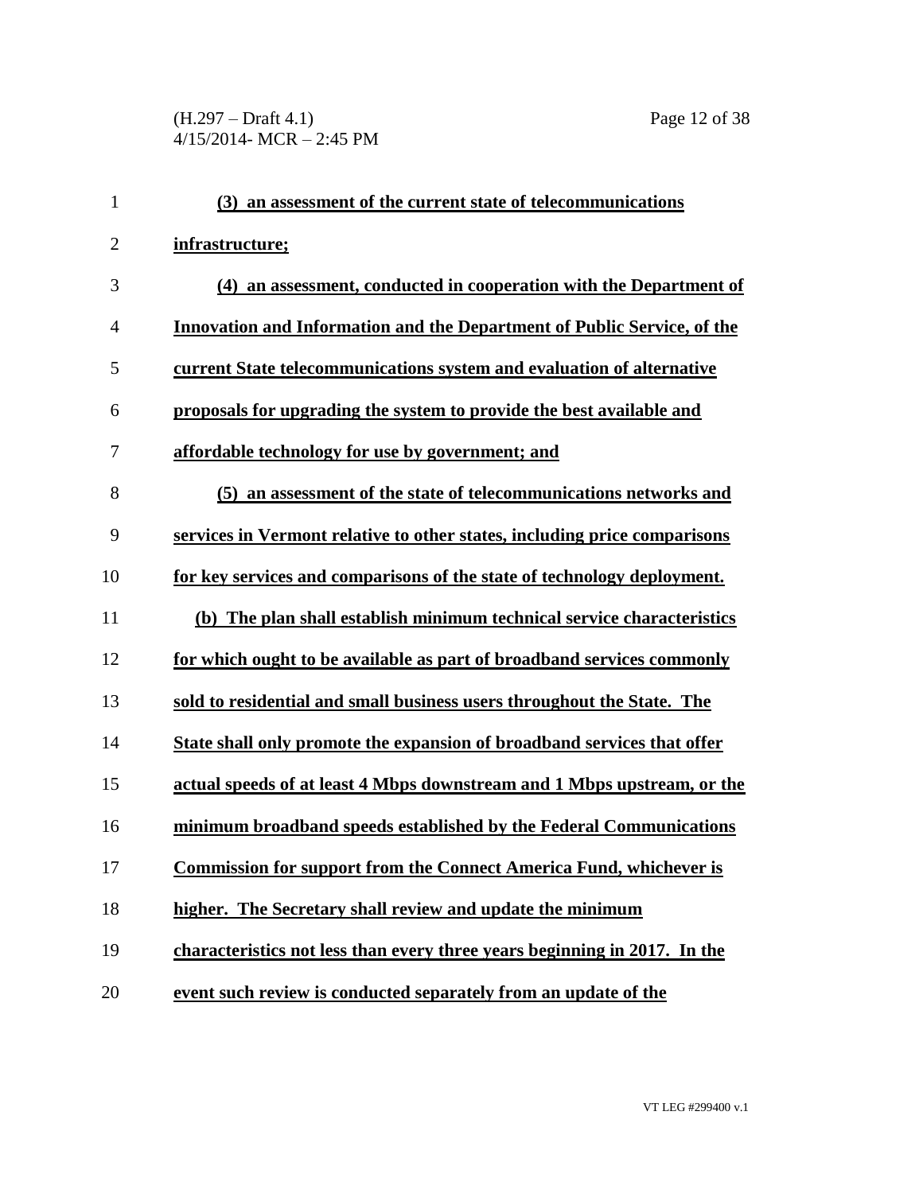**(3) an assessment of the current state of telecommunications infrastructure;**

**(4) an assessment, conducted in cooperation with the Department of Innovation and Information and the Department of Public Service, of the current State telecommunications system and evaluation of alternative proposals for upgrading the system to provide the best available and affordable technology for use by government; and**

**(5) an assessment of the state of telecommunications networks and services in Vermont relative to other states, including price comparisons for key services and comparisons of the state of technology deployment.**

**(b) The plan shall establish minimum technical service characteristics for which ought to be available as part of broadband services commonly sold to residential and small business users throughout the State. The State shall only promote the expansion of broadband services that offer actual speeds of at least 4 Mbps downstream and 1 Mbps upstream, or the minimum broadband speeds established by the Federal Communications Commission for support from the Connect America Fund, whichever is higher. The Secretary shall review and update the minimum characteristics not less than every three years beginning in 2017. In the event such review is conducted separately from an update of the**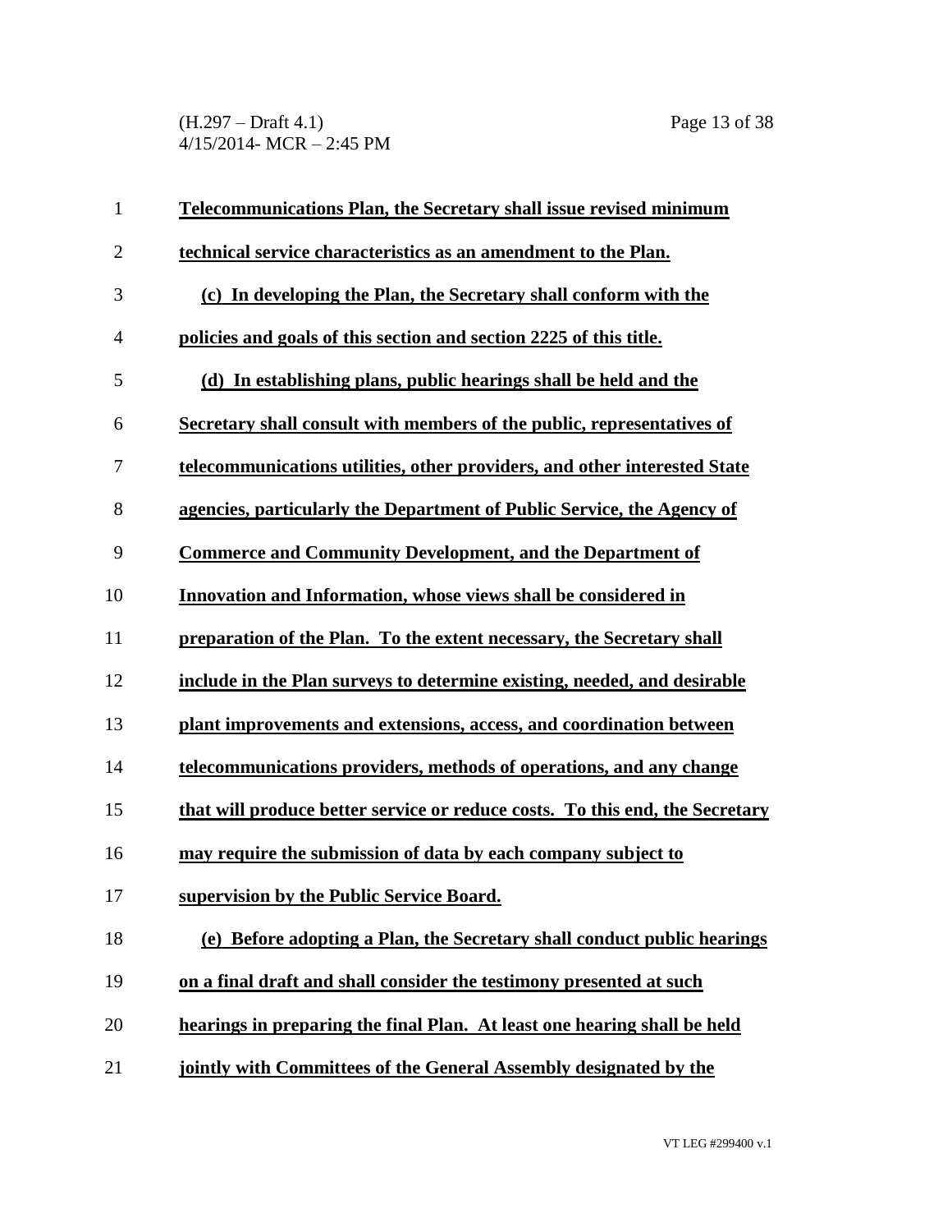**Telecommunications Plan, the Secretary shall issue revised minimum technical service characteristics as an amendment to the Plan.**

**(c) In developing the Plan, the Secretary shall conform with the policies and goals of this section and section 2225 of this title.**

**(d) In establishing plans, public hearings shall be held and the Secretary shall consult with members of the public, representatives of telecommunications utilities, other providers, and other interested State agencies, particularly the Department of Public Service, the Agency of Commerce and Community Development, and the Department of Innovation and Information, whose views shall be considered in preparation of the Plan. To the extent necessary, the Secretary shall include in the Plan surveys to determine existing, needed, and desirable plant improvements and extensions, access, and coordination between telecommunications providers, methods of operations, and any change that will produce better service or reduce costs. To this end, the Secretary may require the submission of data by each company subject to supervision by the Public Service Board.**

**(e) Before adopting a Plan, the Secretary shall conduct public hearings on a final draft and shall consider the testimony presented at such hearings in preparing the final Plan. At least one hearing shall be held jointly with Committees of the General Assembly designated by the**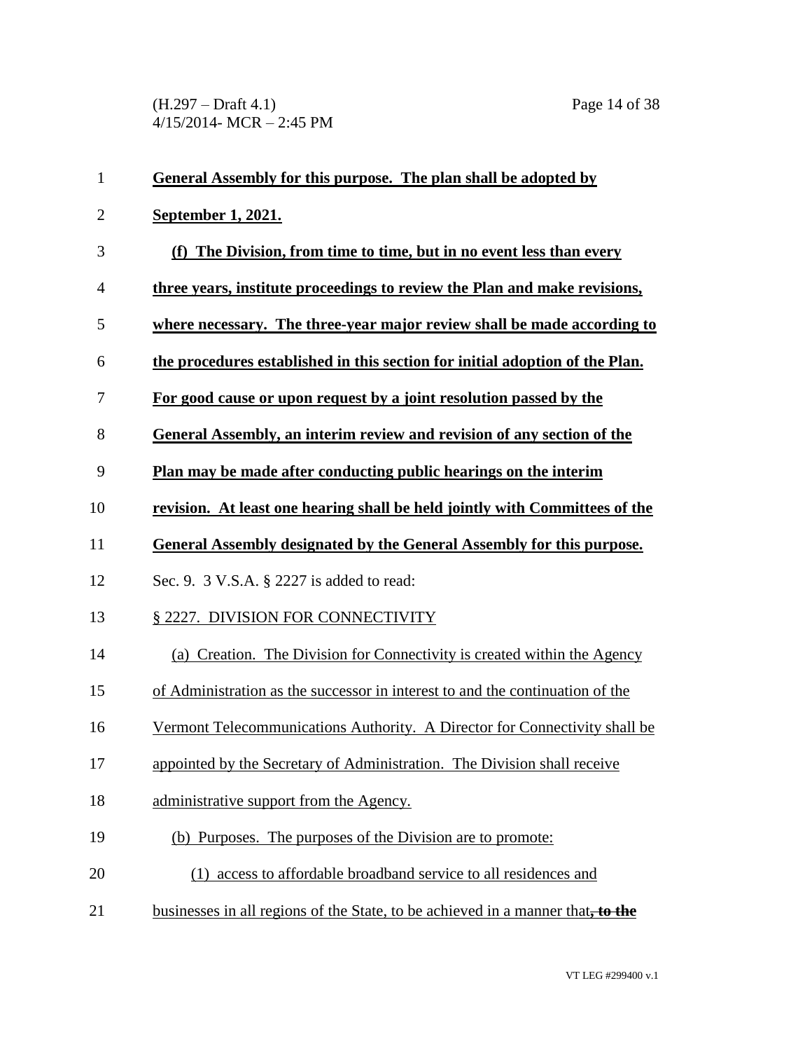**General Assembly for this purpose. The plan shall be adopted by September 1, 2021.**

**(f) The Division, from time to time, but in no event less than every three years, institute proceedings to review the Plan and make revisions, where necessary. The three-year major review shall be made according to the procedures established in this section for initial adoption of the Plan. For good cause or upon request by a joint resolution passed by the General Assembly, an interim review and revision of any section of the Plan may be made after conducting public hearings on the interim revision. At least one hearing shall be held jointly with Committees of the General Assembly designated by the General Assembly for this purpose.**

Sec. 9. 3 V.S.A. § 2227 is added to read:

§ 2227. DIVISION FOR CONNECTIVITY

(a) Creation. The Division for Connectivity is created within the Agency of Administration as the successor in interest to and the continuation of the Vermont Telecommunications Authority. A Director for Connectivity shall be appointed by the Secretary of Administration. The Division shall receive administrative support from the Agency.

(b) Purposes. The purposes of the Division are to promote:

(1) access to affordable broadband service to all residences and businesses in all regions of the State, to be achieved in a manner that~~, to the~~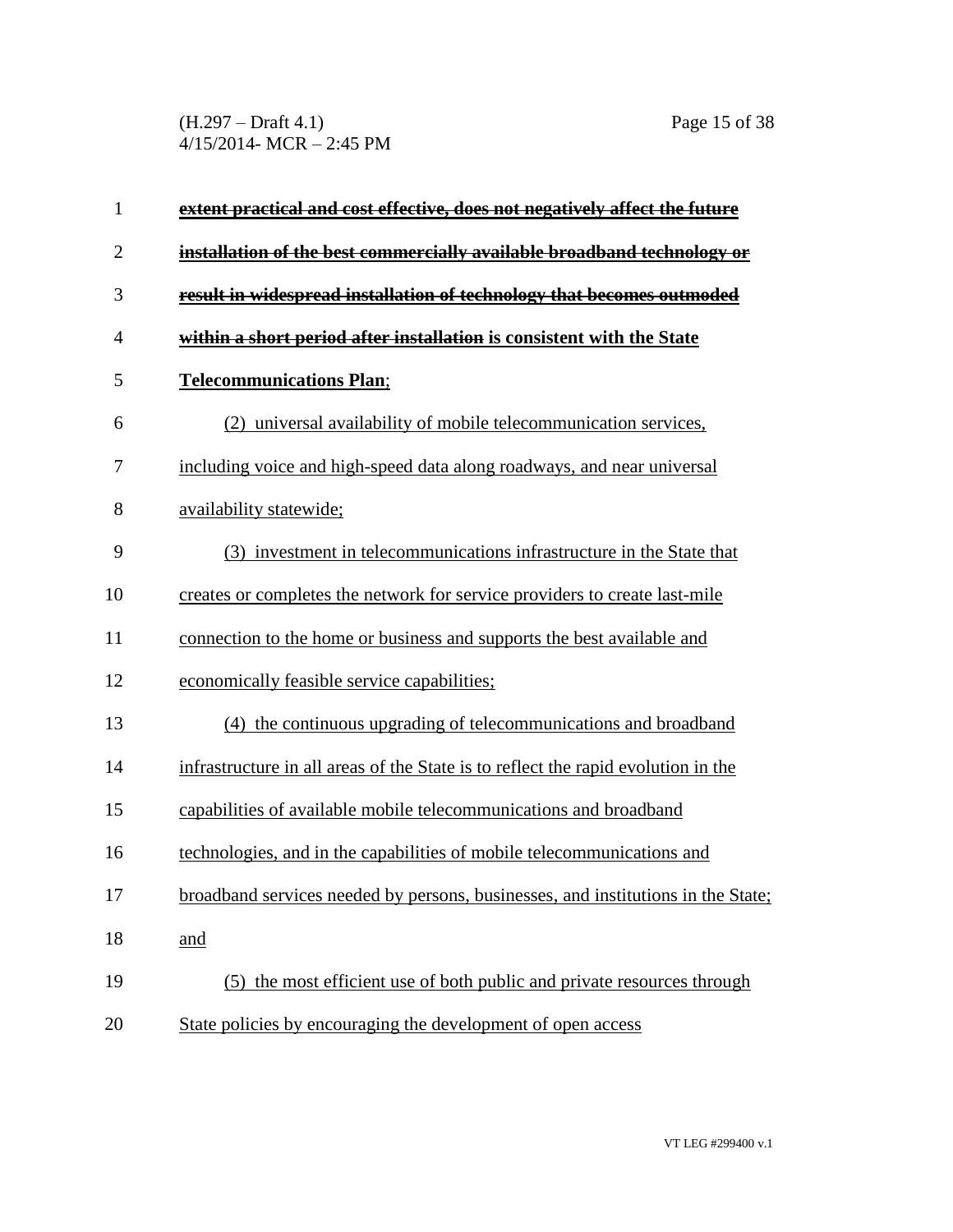~~**extent practical and cost effective, does not negatively affect the future installation of the best commercially available broadband technology or result in widespread installation of technology that becomes outmoded within a short period after installation**~~ **<u>is consistent with the State Telecommunications Plan</u>**;

<u>(2) universal availability of mobile telecommunication services, including voice and high-speed data along roadways, and near universal availability statewide;</u>

<u>(3) investment in telecommunications infrastructure in the State that creates or completes the network for service providers to create last-mile connection to the home or business and supports the best available and economically feasible service capabilities;</u>

<u>(4) the continuous upgrading of telecommunications and broadband infrastructure in all areas of the State is to reflect the rapid evolution in the capabilities of available mobile telecommunications and broadband technologies, and in the capabilities of mobile telecommunications and broadband services needed by persons, businesses, and institutions in the State; and</u>

<u>(5) the most efficient use of both public and private resources through State policies by encouraging the development of open access</u>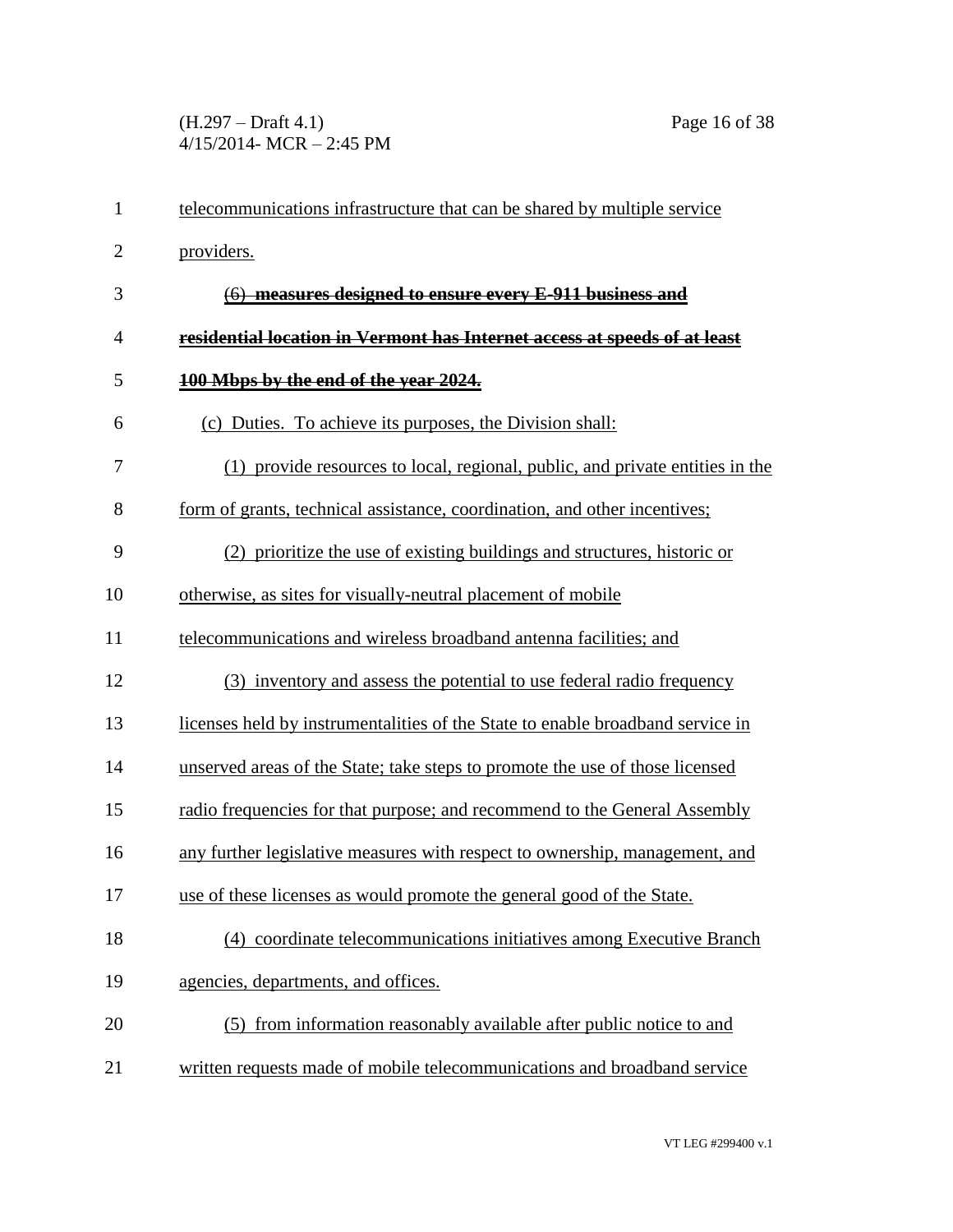telecommunications infrastructure that can be shared by multiple service providers.

~~**(6) measures designed to ensure every E-911 business and residential location in Vermont has Internet access at speeds of at least 100 Mbps by the end of the year 2024.**~~

(c) Duties. To achieve its purposes, the Division shall:

(1) provide resources to local, regional, public, and private entities in the form of grants, technical assistance, coordination, and other incentives;

(2) prioritize the use of existing buildings and structures, historic or otherwise, as sites for visually-neutral placement of mobile telecommunications and wireless broadband antenna facilities; and

(3) inventory and assess the potential to use federal radio frequency licenses held by instrumentalities of the State to enable broadband service in unserved areas of the State; take steps to promote the use of those licensed radio frequencies for that purpose; and recommend to the General Assembly any further legislative measures with respect to ownership, management, and use of these licenses as would promote the general good of the State.

(4) coordinate telecommunications initiatives among Executive Branch agencies, departments, and offices.

(5) from information reasonably available after public notice to and written requests made of mobile telecommunications and broadband service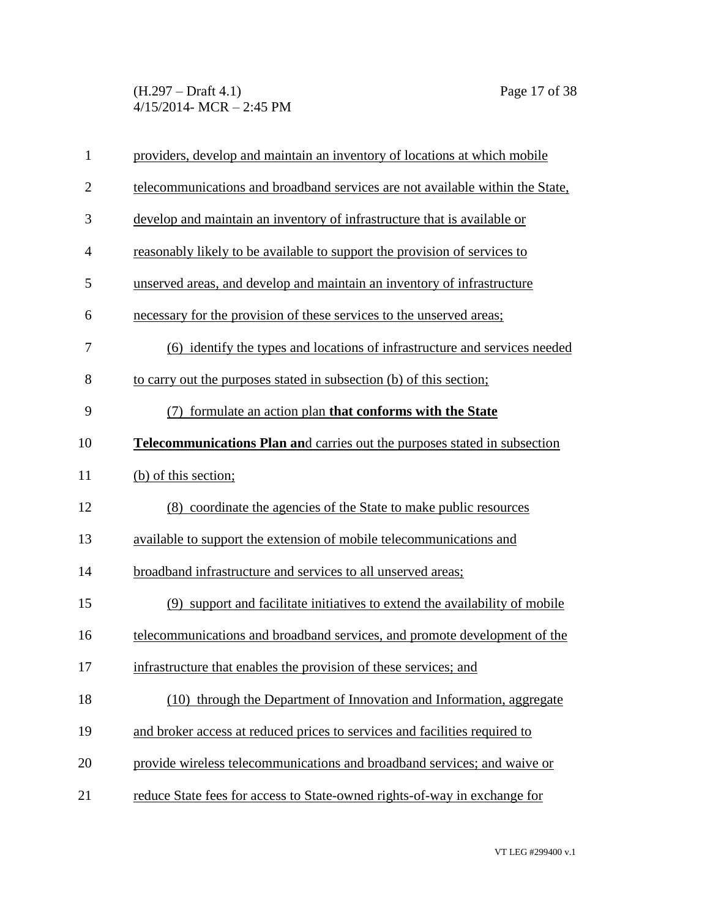providers, develop and maintain an inventory of locations at which mobile telecommunications and broadband services are not available within the State, develop and maintain an inventory of infrastructure that is available or reasonably likely to be available to support the provision of services to unserved areas, and develop and maintain an inventory of infrastructure necessary for the provision of these services to the unserved areas;

(6) identify the types and locations of infrastructure and services needed to carry out the purposes stated in subsection (b) of this section;

(7) formulate an action plan **that conforms with the State Telecommunications Plan an**d carries out the purposes stated in subsection (b) of this section;

(8) coordinate the agencies of the State to make public resources available to support the extension of mobile telecommunications and broadband infrastructure and services to all unserved areas;

(9) support and facilitate initiatives to extend the availability of mobile telecommunications and broadband services, and promote development of the infrastructure that enables the provision of these services; and

(10) through the Department of Innovation and Information, aggregate and broker access at reduced prices to services and facilities required to provide wireless telecommunications and broadband services; and waive or reduce State fees for access to State-owned rights-of-way in exchange for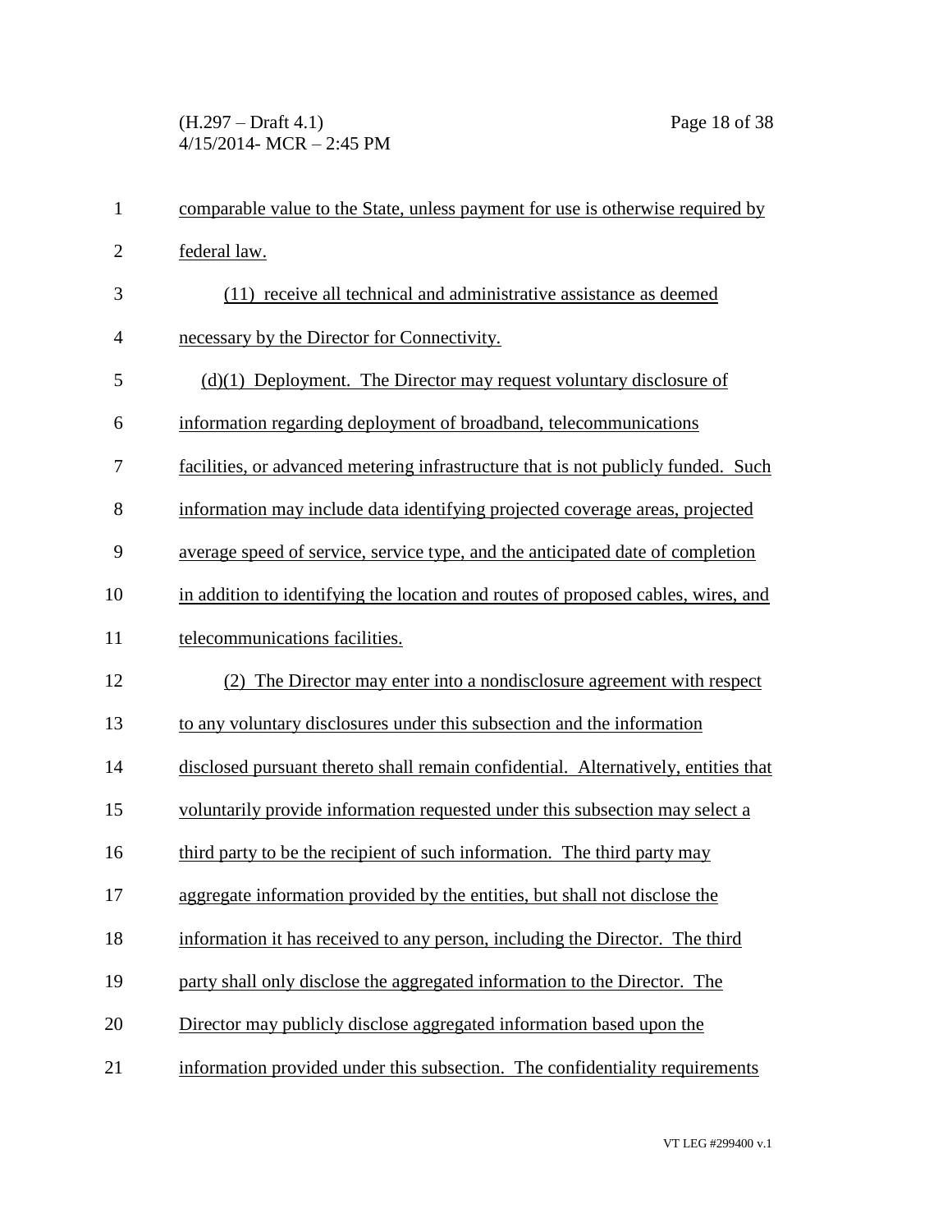comparable value to the State, unless payment for use is otherwise required by federal law.

(11) receive all technical and administrative assistance as deemed necessary by the Director for Connectivity.

(d)(1) Deployment. The Director may request voluntary disclosure of information regarding deployment of broadband, telecommunications facilities, or advanced metering infrastructure that is not publicly funded. Such information may include data identifying projected coverage areas, projected average speed of service, service type, and the anticipated date of completion in addition to identifying the location and routes of proposed cables, wires, and telecommunications facilities.

(2) The Director may enter into a nondisclosure agreement with respect to any voluntary disclosures under this subsection and the information disclosed pursuant thereto shall remain confidential. Alternatively, entities that voluntarily provide information requested under this subsection may select a third party to be the recipient of such information. The third party may aggregate information provided by the entities, but shall not disclose the information it has received to any person, including the Director. The third party shall only disclose the aggregated information to the Director. The Director may publicly disclose aggregated information based upon the information provided under this subsection. The confidentiality requirements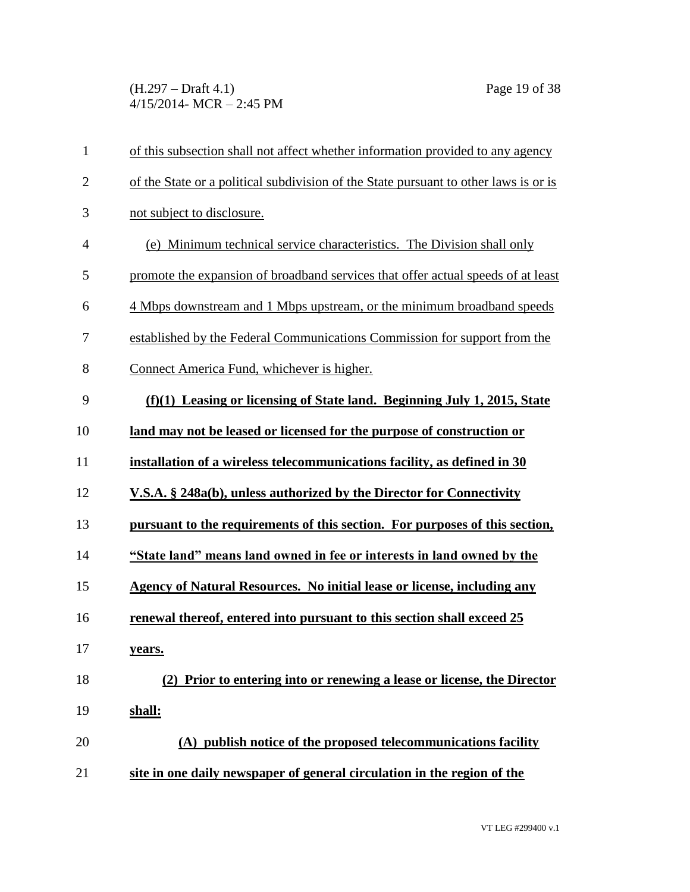of this subsection shall not affect whether information provided to any agency of the State or a political subdivision of the State pursuant to other laws is or is not subject to disclosure.

(e) Minimum technical service characteristics. The Division shall only promote the expansion of broadband services that offer actual speeds of at least 4 Mbps downstream and 1 Mbps upstream, or the minimum broadband speeds established by the Federal Communications Commission for support from the Connect America Fund, whichever is higher.

**(f)(1) Leasing or licensing of State land. Beginning July 1, 2015, State land may not be leased or licensed for the purpose of construction or installation of a wireless telecommunications facility, as defined in 30 V.S.A. § 248a(b), unless authorized by the Director for Connectivity pursuant to the requirements of this section. For purposes of this section, "State land" means land owned in fee or interests in land owned by the Agency of Natural Resources. No initial lease or license, including any renewal thereof, entered into pursuant to this section shall exceed 25 years.**

**(2) Prior to entering into or renewing a lease or license, the Director shall:**

**(A) publish notice of the proposed telecommunications facility site in one daily newspaper of general circulation in the region of the**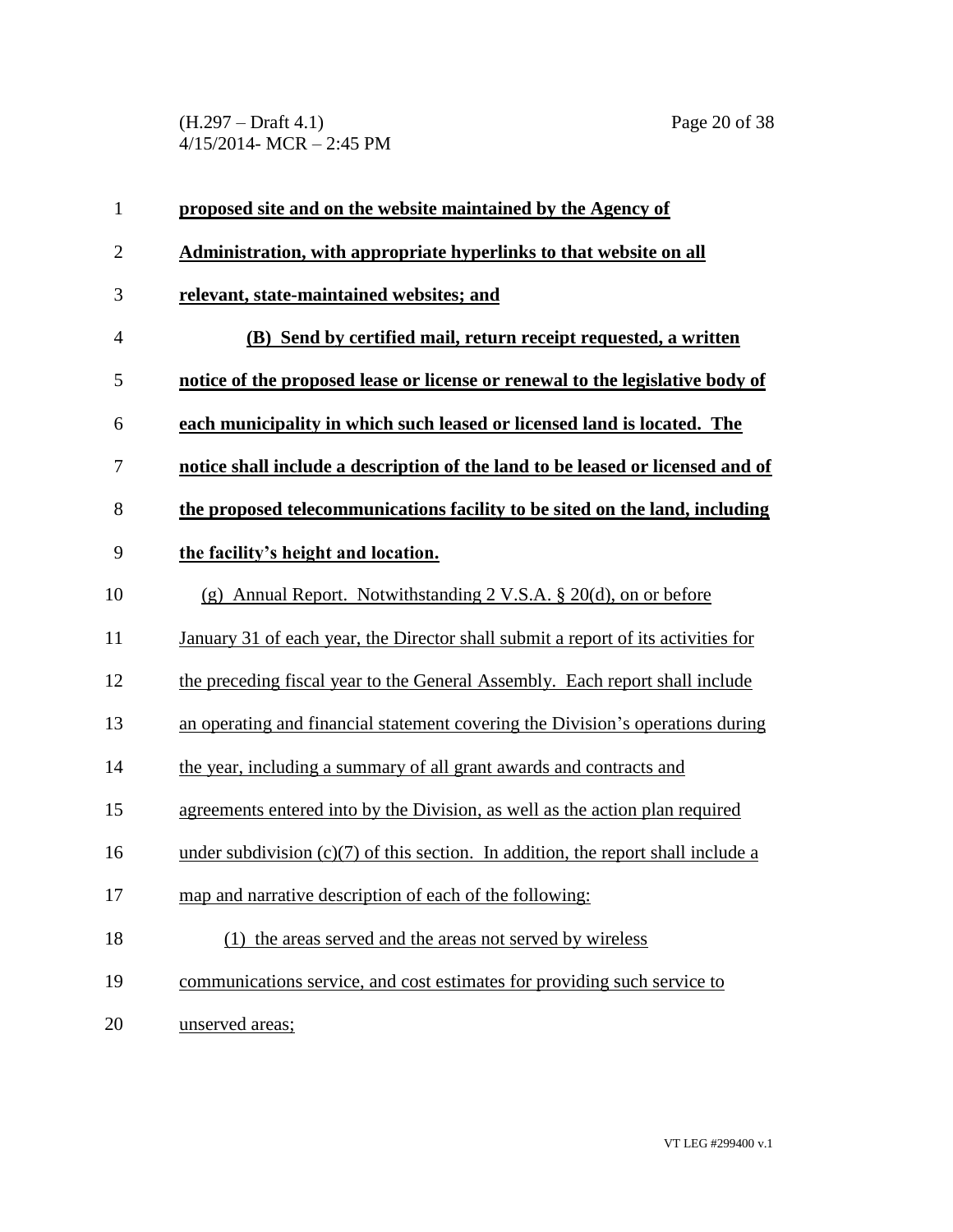**proposed site and on the website maintained by the Agency of Administration, with appropriate hyperlinks to that website on all relevant, state-maintained websites; and**

**(B) Send by certified mail, return receipt requested, a written notice of the proposed lease or license or renewal to the legislative body of each municipality in which such leased or licensed land is located. The notice shall include a description of the land to be leased or licensed and of the proposed telecommunications facility to be sited on the land, including the facility's height and location.**

(g) Annual Report. Notwithstanding 2 V.S.A. § 20(d), on or before January 31 of each year, the Director shall submit a report of its activities for the preceding fiscal year to the General Assembly. Each report shall include an operating and financial statement covering the Division's operations during the year, including a summary of all grant awards and contracts and agreements entered into by the Division, as well as the action plan required under subdivision (c)(7) of this section. In addition, the report shall include a map and narrative description of each of the following:

(1) the areas served and the areas not served by wireless communications service, and cost estimates for providing such service to unserved areas;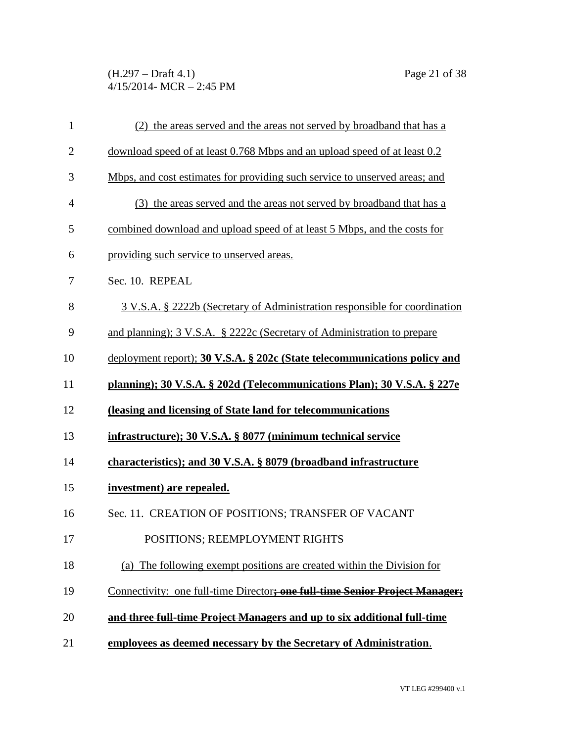(2) the areas served and the areas not served by broadband that has a download speed of at least 0.768 Mbps and an upload speed of at least 0.2 Mbps, and cost estimates for providing such service to unserved areas; and

(3) the areas served and the areas not served by broadband that has a combined download and upload speed of at least 5 Mbps, and the costs for providing such service to unserved areas.

Sec. 10. REPEAL

3 V.S.A. § 2222b (Secretary of Administration responsible for coordination and planning); 3 V.S.A. § 2222c (Secretary of Administration to prepare deployment report); **30 V.S.A. § 202c (State telecommunications policy and planning); 30 V.S.A. § 202d (Telecommunications Plan); 30 V.S.A. § 227e (leasing and licensing of State land for telecommunications infrastructure); 30 V.S.A. § 8077 (minimum technical service characteristics); and 30 V.S.A. § 8079 (broadband infrastructure investment) are repealed.**

Sec. 11. CREATION OF POSITIONS; TRANSFER OF VACANT POSITIONS; REEMPLOYMENT RIGHTS

(a) The following exempt positions are created within the Division for Connectivity: one full-time Director~~; one full-time Senior Project Manager; and three full-time Project Managers~~ **and up to six additional full-time employees as deemed necessary by the Secretary of Administration**.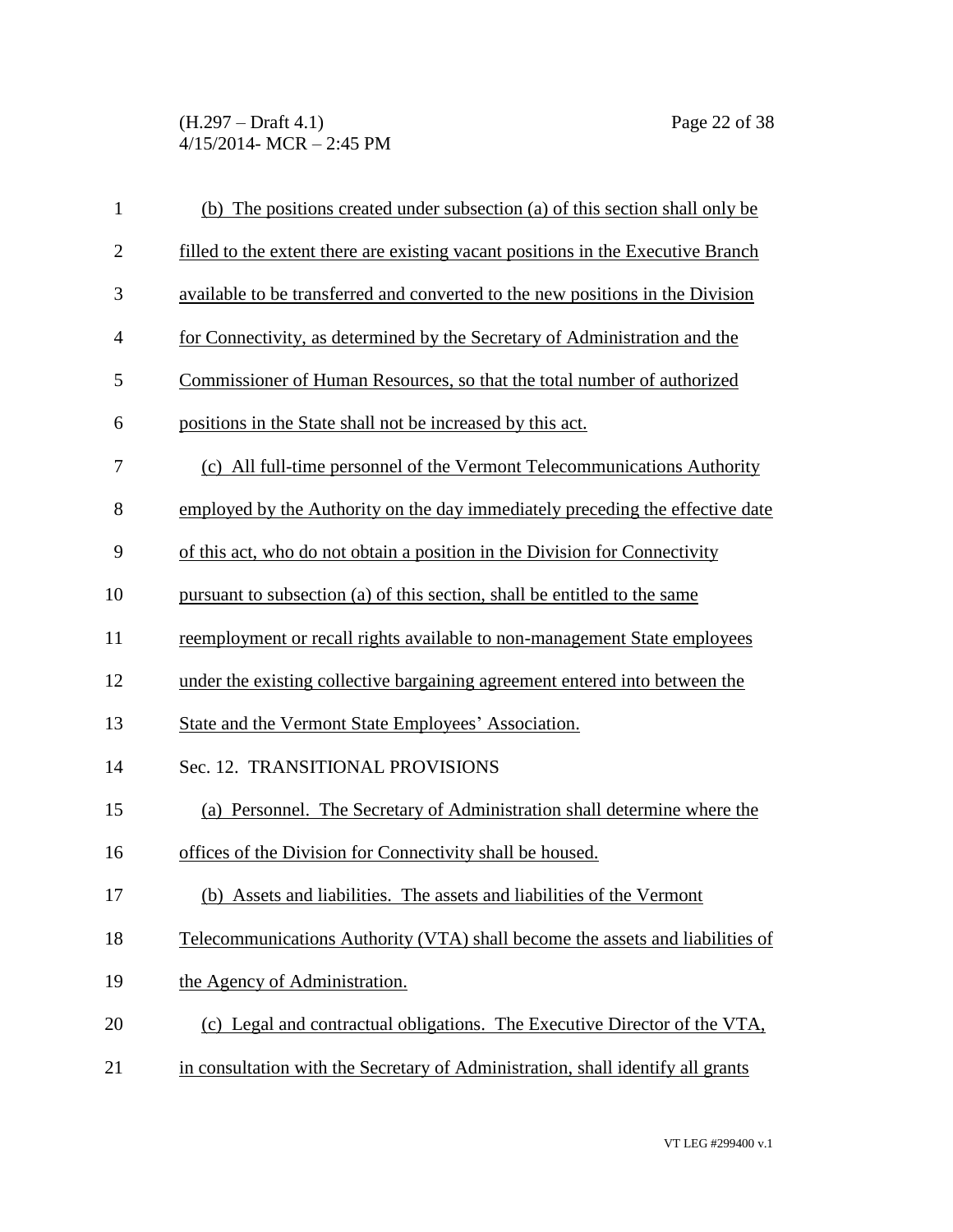(b) The positions created under subsection (a) of this section shall only be filled to the extent there are existing vacant positions in the Executive Branch available to be transferred and converted to the new positions in the Division for Connectivity, as determined by the Secretary of Administration and the Commissioner of Human Resources, so that the total number of authorized positions in the State shall not be increased by this act.

(c) All full-time personnel of the Vermont Telecommunications Authority employed by the Authority on the day immediately preceding the effective date of this act, who do not obtain a position in the Division for Connectivity pursuant to subsection (a) of this section, shall be entitled to the same reemployment or recall rights available to non-management State employees under the existing collective bargaining agreement entered into between the State and the Vermont State Employees' Association.

Sec. 12. TRANSITIONAL PROVISIONS

(a) Personnel. The Secretary of Administration shall determine where the offices of the Division for Connectivity shall be housed.

(b) Assets and liabilities. The assets and liabilities of the Vermont Telecommunications Authority (VTA) shall become the assets and liabilities of the Agency of Administration.

(c) Legal and contractual obligations. The Executive Director of the VTA, in consultation with the Secretary of Administration, shall identify all grants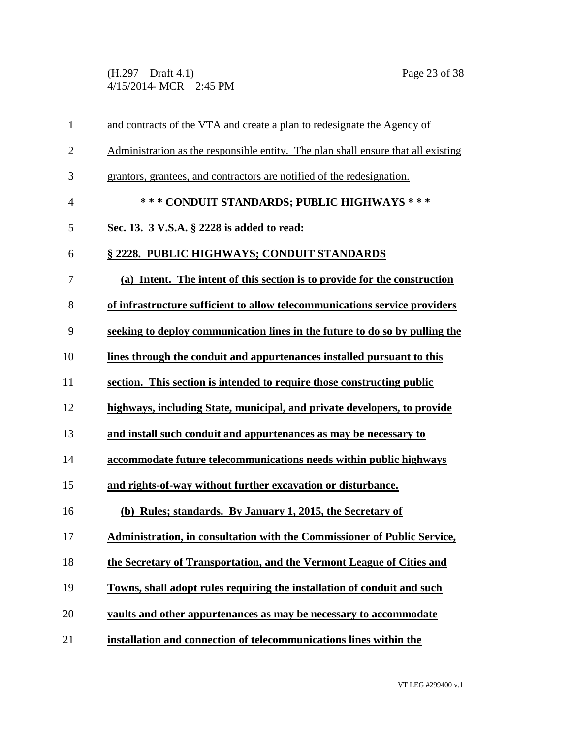and contracts of the VTA and create a plan to redesignate the Agency of Administration as the responsible entity. The plan shall ensure that all existing grantors, grantees, and contractors are notified of the redesignation.

**\* \* \* CONDUIT STANDARDS; PUBLIC HIGHWAYS \* \* \***

**Sec. 13. 3 V.S.A. § 2228 is added to read:**

**§ 2228. PUBLIC HIGHWAYS; CONDUIT STANDARDS**

**(a) Intent. The intent of this section is to provide for the construction of infrastructure sufficient to allow telecommunications service providers seeking to deploy communication lines in the future to do so by pulling the lines through the conduit and appurtenances installed pursuant to this section. This section is intended to require those constructing public highways, including State, municipal, and private developers, to provide and install such conduit and appurtenances as may be necessary to accommodate future telecommunications needs within public highways and rights-of-way without further excavation or disturbance.**

**(b) Rules; standards. By January 1, 2015, the Secretary of Administration, in consultation with the Commissioner of Public Service, the Secretary of Transportation, and the Vermont League of Cities and Towns, shall adopt rules requiring the installation of conduit and such vaults and other appurtenances as may be necessary to accommodate installation and connection of telecommunications lines within the**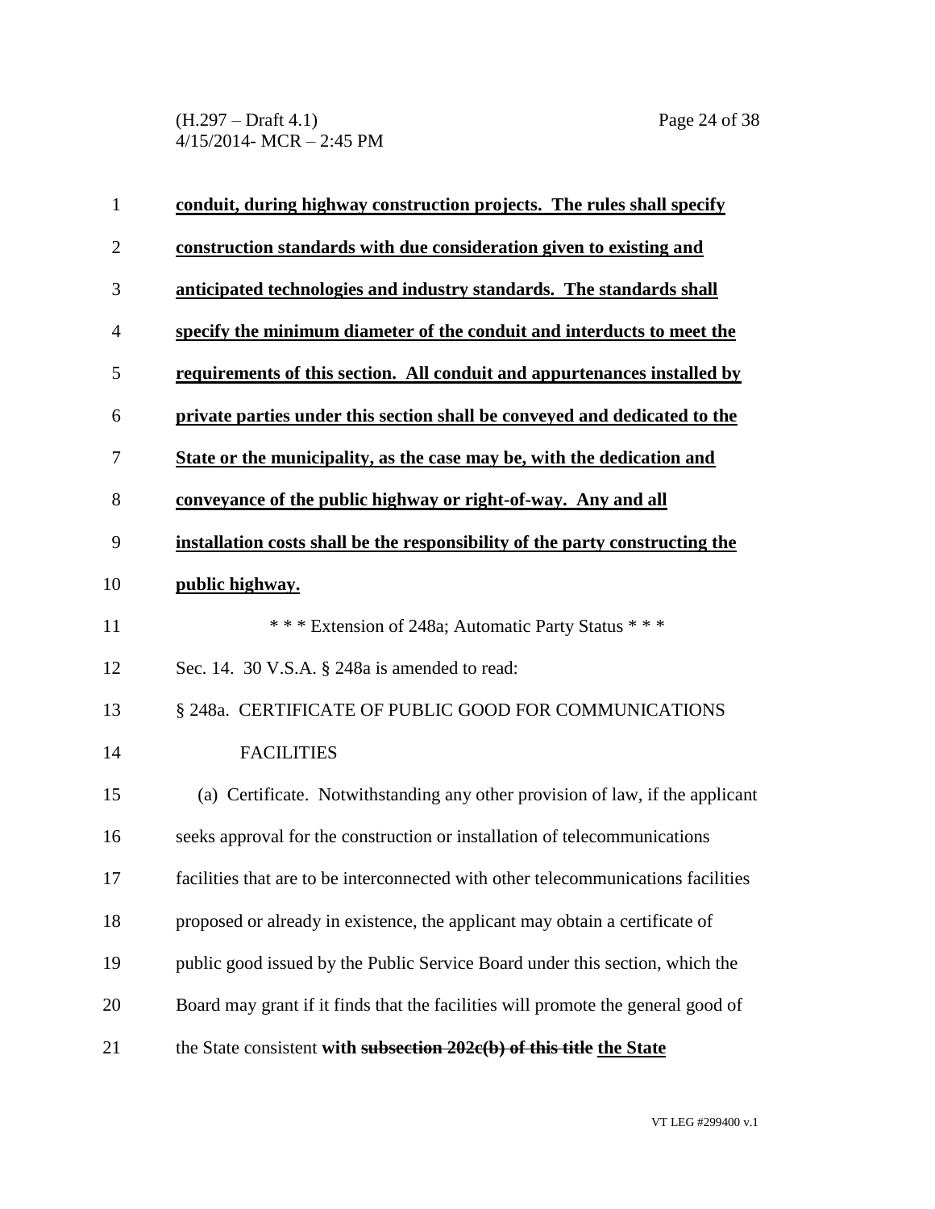**conduit, during highway construction projects. The rules shall specify construction standards with due consideration given to existing and anticipated technologies and industry standards. The standards shall specify the minimum diameter of the conduit and interducts to meet the requirements of this section. All conduit and appurtenances installed by private parties under this section shall be conveyed and dedicated to the State or the municipality, as the case may be, with the dedication and conveyance of the public highway or right-of-way. Any and all installation costs shall be the responsibility of the party constructing the public highway.**

\* \* \* Extension of 248a; Automatic Party Status \* \* \*

Sec. 14. 30 V.S.A. § 248a is amended to read:

§ 248a. CERTIFICATE OF PUBLIC GOOD FOR COMMUNICATIONS FACILITIES

(a) Certificate. Notwithstanding any other provision of law, if the applicant seeks approval for the construction or installation of telecommunications facilities that are to be interconnected with other telecommunications facilities proposed or already in existence, the applicant may obtain a certificate of public good issued by the Public Service Board under this section, which the Board may grant if it finds that the facilities will promote the general good of the State consistent **with ~~subsection 202c(b) of this title~~ the State**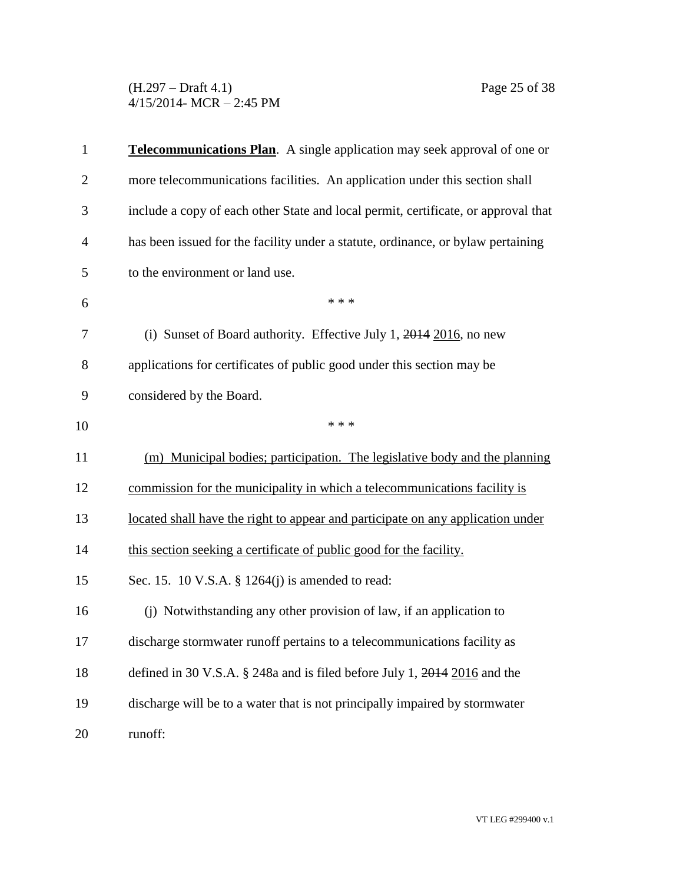**Telecommunications Plan**. A single application may seek approval of one or more telecommunications facilities. An application under this section shall include a copy of each other State and local permit, certificate, or approval that has been issued for the facility under a statute, ordinance, or bylaw pertaining to the environment or land use.

\* \* \*

(i) Sunset of Board authority. Effective July 1, ~~2014~~ 2016, no new applications for certificates of public good under this section may be considered by the Board.

\* \* \*

(m) Municipal bodies; participation. The legislative body and the planning commission for the municipality in which a telecommunications facility is located shall have the right to appear and participate on any application under this section seeking a certificate of public good for the facility.

Sec. 15. 10 V.S.A. § 1264(j) is amended to read:

(j) Notwithstanding any other provision of law, if an application to discharge stormwater runoff pertains to a telecommunications facility as defined in 30 V.S.A. § 248a and is filed before July 1, ~~2014~~ 2016 and the discharge will be to a water that is not principally impaired by stormwater runoff: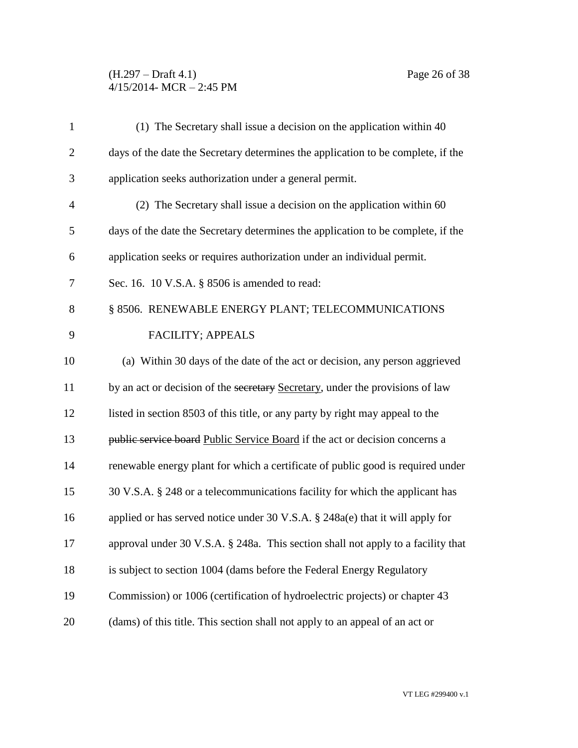(1) The Secretary shall issue a decision on the application within 40 days of the date the Secretary determines the application to be complete, if the application seeks authorization under a general permit.

(2) The Secretary shall issue a decision on the application within 60 days of the date the Secretary determines the application to be complete, if the application seeks or requires authorization under an individual permit.

Sec. 16. 10 V.S.A. § 8506 is amended to read:

§ 8506. RENEWABLE ENERGY PLANT; TELECOMMUNICATIONS FACILITY; APPEALS

(a) Within 30 days of the date of the act or decision, any person aggrieved by an act or decision of the ~~secretary~~ Secretary, under the provisions of law listed in section 8503 of this title, or any party by right may appeal to the ~~public service board~~ Public Service Board if the act or decision concerns a renewable energy plant for which a certificate of public good is required under 30 V.S.A. § 248 or a telecommunications facility for which the applicant has applied or has served notice under 30 V.S.A. § 248a(e) that it will apply for approval under 30 V.S.A. § 248a. This section shall not apply to a facility that is subject to section 1004 (dams before the Federal Energy Regulatory Commission) or 1006 (certification of hydroelectric projects) or chapter 43 (dams) of this title. This section shall not apply to an appeal of an act or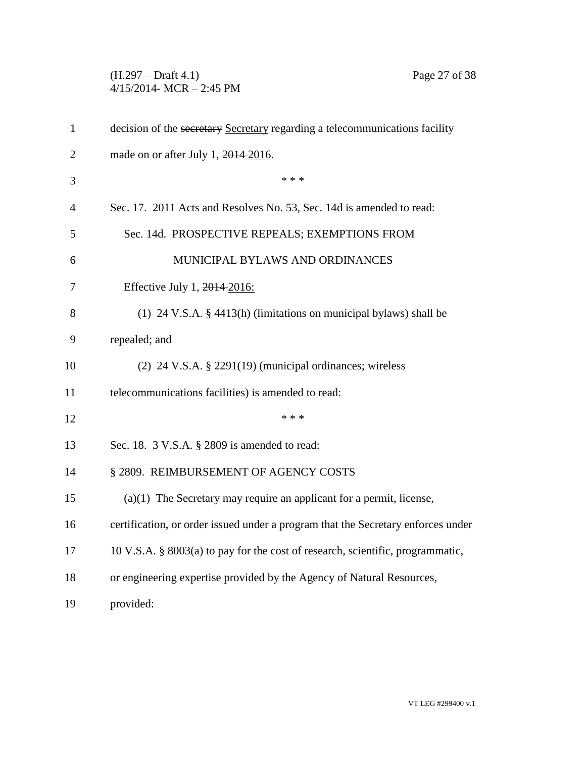decision of the ~~secretary~~ Secretary regarding a telecommunications facility made on or after July 1, ~~2014~~ 2016.

\* \* \*

Sec. 17. 2011 Acts and Resolves No. 53, Sec. 14d is amended to read:

Sec. 14d. PROSPECTIVE REPEALS; EXEMPTIONS FROM MUNICIPAL BYLAWS AND ORDINANCES

Effective July 1, ~~2014~~ 2016:

(1) 24 V.S.A. § 4413(h) (limitations on municipal bylaws) shall be repealed; and

(2) 24 V.S.A. § 2291(19) (municipal ordinances; wireless telecommunications facilities) is amended to read:

\* \* \*

Sec. 18. 3 V.S.A. § 2809 is amended to read:

§ 2809. REIMBURSEMENT OF AGENCY COSTS

(a)(1) The Secretary may require an applicant for a permit, license, certification, or order issued under a program that the Secretary enforces under 10 V.S.A. § 8003(a) to pay for the cost of research, scientific, programmatic, or engineering expertise provided by the Agency of Natural Resources, provided: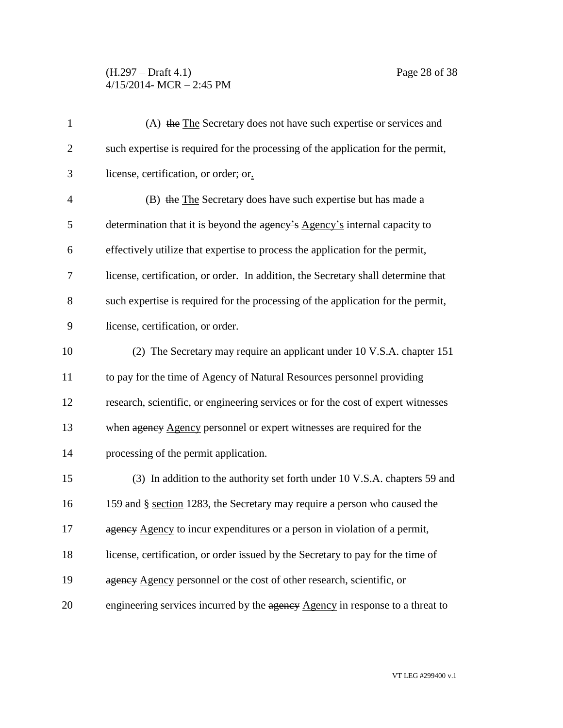(A) ~~the~~ <u>The</u> Secretary does not have such expertise or services and such expertise is required for the processing of the application for the permit, license, certification, or order~~; or~~<u>.</u>

(B) ~~the~~ <u>The</u> Secretary does have such expertise but has made a determination that it is beyond the ~~agency's~~ <u>Agency's</u> internal capacity to effectively utilize that expertise to process the application for the permit, license, certification, or order. In addition, the Secretary shall determine that such expertise is required for the processing of the application for the permit, license, certification, or order.

(2) The Secretary may require an applicant under 10 V.S.A. chapter 151 to pay for the time of Agency of Natural Resources personnel providing research, scientific, or engineering services or for the cost of expert witnesses when ~~agency~~ <u>Agency</u> personnel or expert witnesses are required for the processing of the permit application.

(3) In addition to the authority set forth under 10 V.S.A. chapters 59 and 159 and ~~§~~ <u>section</u> 1283, the Secretary may require a person who caused the ~~agency~~ <u>Agency</u> to incur expenditures or a person in violation of a permit, license, certification, or order issued by the Secretary to pay for the time of ~~agency~~ <u>Agency</u> personnel or the cost of other research, scientific, or engineering services incurred by the ~~agency~~ <u>Agency</u> in response to a threat to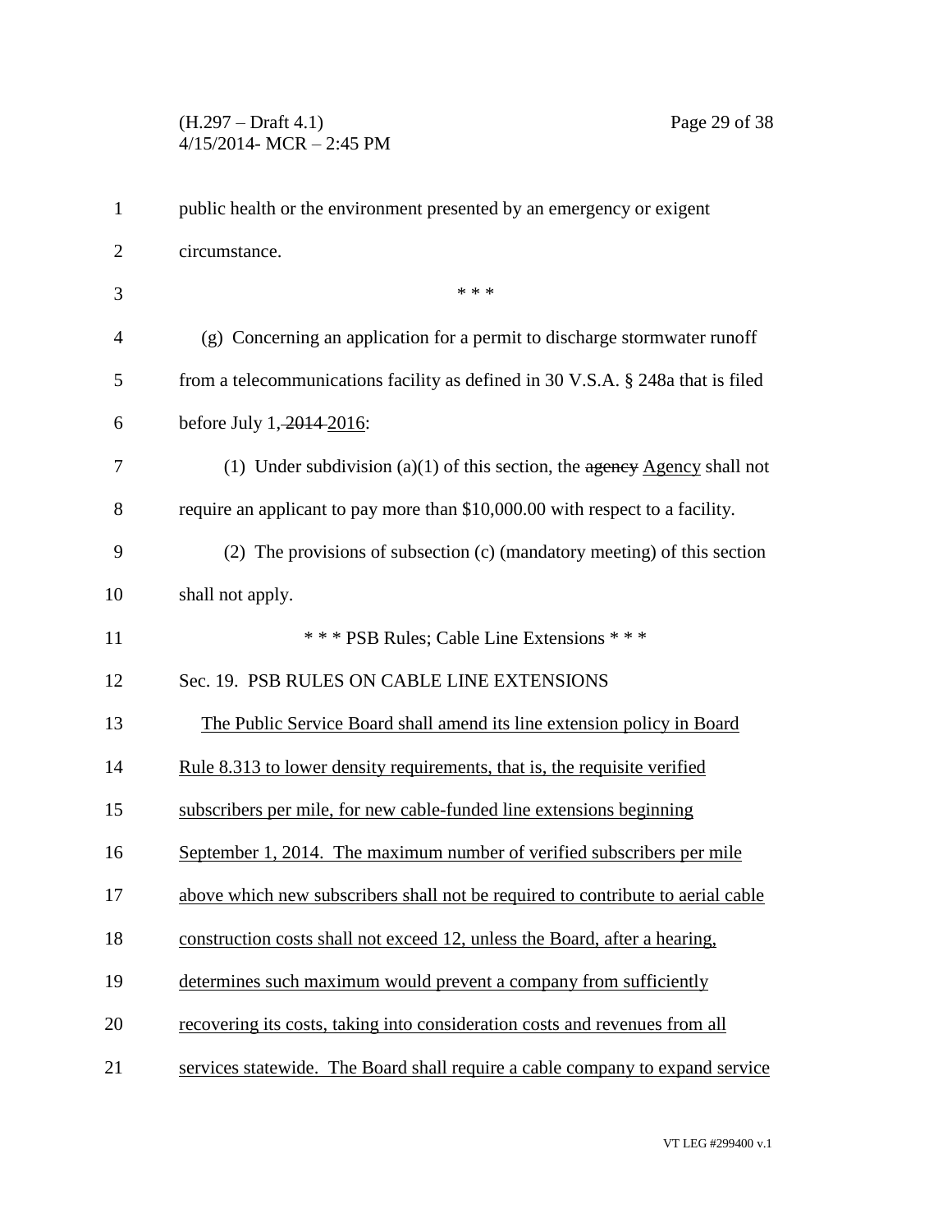public health or the environment presented by an emergency or exigent circumstance.

\* \* \*

(g) Concerning an application for a permit to discharge stormwater runoff from a telecommunications facility as defined in 30 V.S.A. § 248a that is filed before July 1, ~~2014~~ <u>2016</u>:

(1) Under subdivision (a)(1) of this section, the ~~agency~~ <u>Agency</u> shall not require an applicant to pay more than $10,000.00 with respect to a facility.

(2) The provisions of subsection (c) (mandatory meeting) of this section shall not apply.

\* \* \* PSB Rules; Cable Line Extensions \* \* \*

Sec. 19. PSB RULES ON CABLE LINE EXTENSIONS

<u>The Public Service Board shall amend its line extension policy in Board Rule 8.313 to lower density requirements, that is, the requisite verified subscribers per mile, for new cable-funded line extensions beginning September 1, 2014. The maximum number of verified subscribers per mile above which new subscribers shall not be required to contribute to aerial cable construction costs shall not exceed 12, unless the Board, after a hearing, determines such maximum would prevent a company from sufficiently recovering its costs, taking into consideration costs and revenues from all services statewide. The Board shall require a cable company to expand service</u>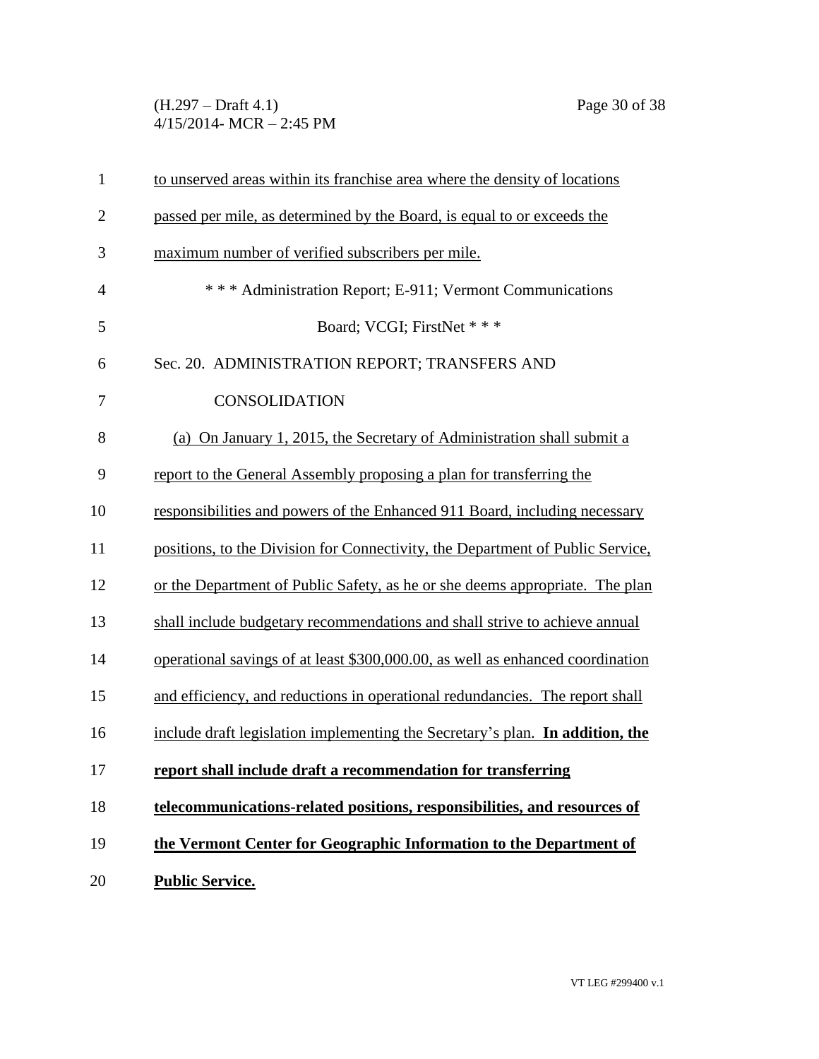to unserved areas within its franchise area where the density of locations passed per mile, as determined by the Board, is equal to or exceeds the maximum number of verified subscribers per mile.

\* \* \* Administration Report; E-911; Vermont Communications Board; VCGI; FirstNet \* \* \*

Sec. 20. ADMINISTRATION REPORT; TRANSFERS AND CONSOLIDATION

(a) On January 1, 2015, the Secretary of Administration shall submit a report to the General Assembly proposing a plan for transferring the responsibilities and powers of the Enhanced 911 Board, including necessary positions, to the Division for Connectivity, the Department of Public Service, or the Department of Public Safety, as he or she deems appropriate. The plan shall include budgetary recommendations and shall strive to achieve annual operational savings of at least $300,000.00, as well as enhanced coordination and efficiency, and reductions in operational redundancies. The report shall include draft legislation implementing the Secretary's plan. **In addition, the report shall include draft a recommendation for transferring telecommunications-related positions, responsibilities, and resources of the Vermont Center for Geographic Information to the Department of Public Service.**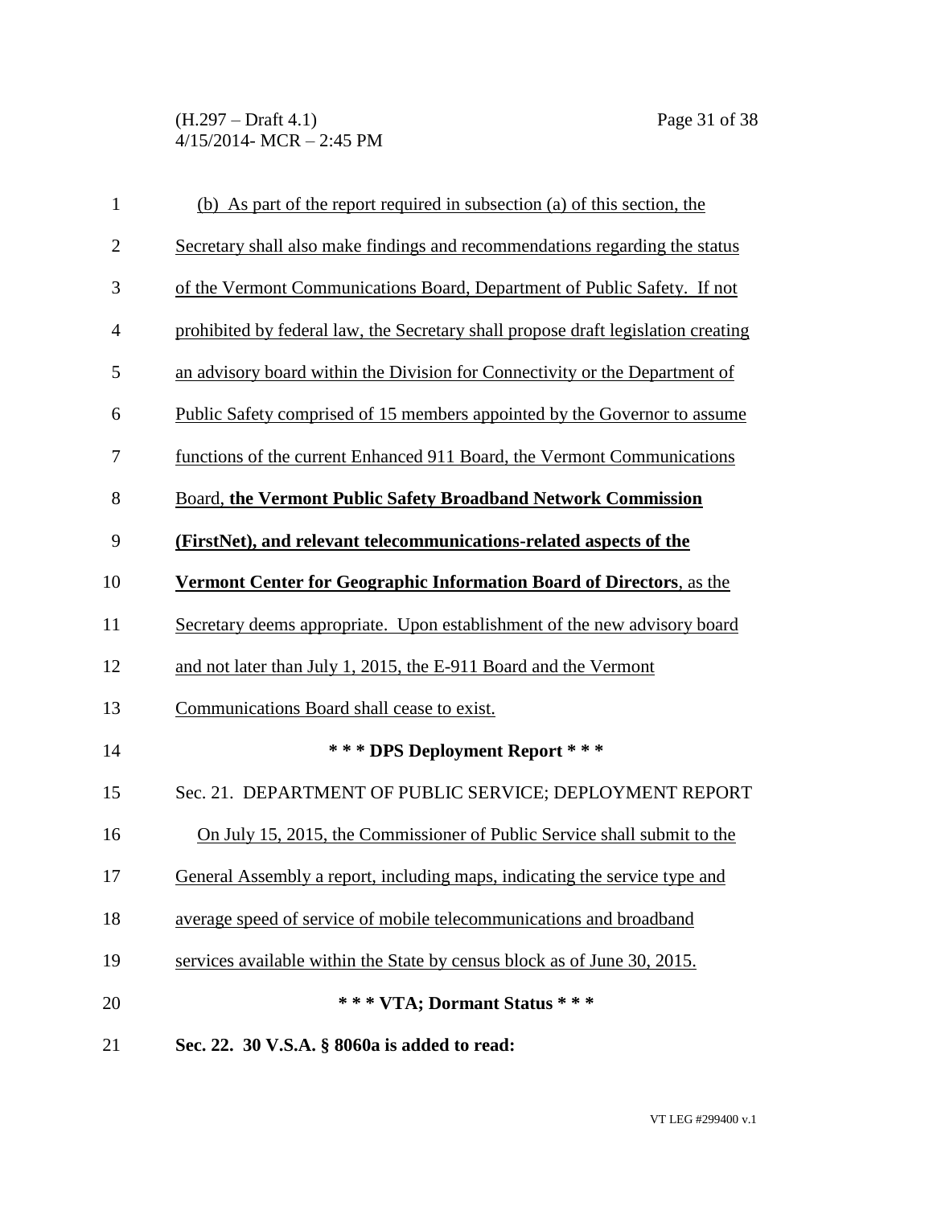(b) As part of the report required in subsection (a) of this section, the Secretary shall also make findings and recommendations regarding the status of the Vermont Communications Board, Department of Public Safety. If not prohibited by federal law, the Secretary shall propose draft legislation creating an advisory board within the Division for Connectivity or the Department of Public Safety comprised of 15 members appointed by the Governor to assume functions of the current Enhanced 911 Board, the Vermont Communications Board, **the Vermont Public Safety Broadband Network Commission (FirstNet), and relevant telecommunications-related aspects of the Vermont Center for Geographic Information Board of Directors**, as the Secretary deems appropriate. Upon establishment of the new advisory board and not later than July 1, 2015, the E-911 Board and the Vermont Communications Board shall cease to exist.

**\* \* \* DPS Deployment Report \* \* \***

Sec. 21. DEPARTMENT OF PUBLIC SERVICE; DEPLOYMENT REPORT

On July 15, 2015, the Commissioner of Public Service shall submit to the General Assembly a report, including maps, indicating the service type and average speed of service of mobile telecommunications and broadband services available within the State by census block as of June 30, 2015.

**\* \* \* VTA; Dormant Status \* \* \***

**Sec. 22. 30 V.S.A. § 8060a is added to read:**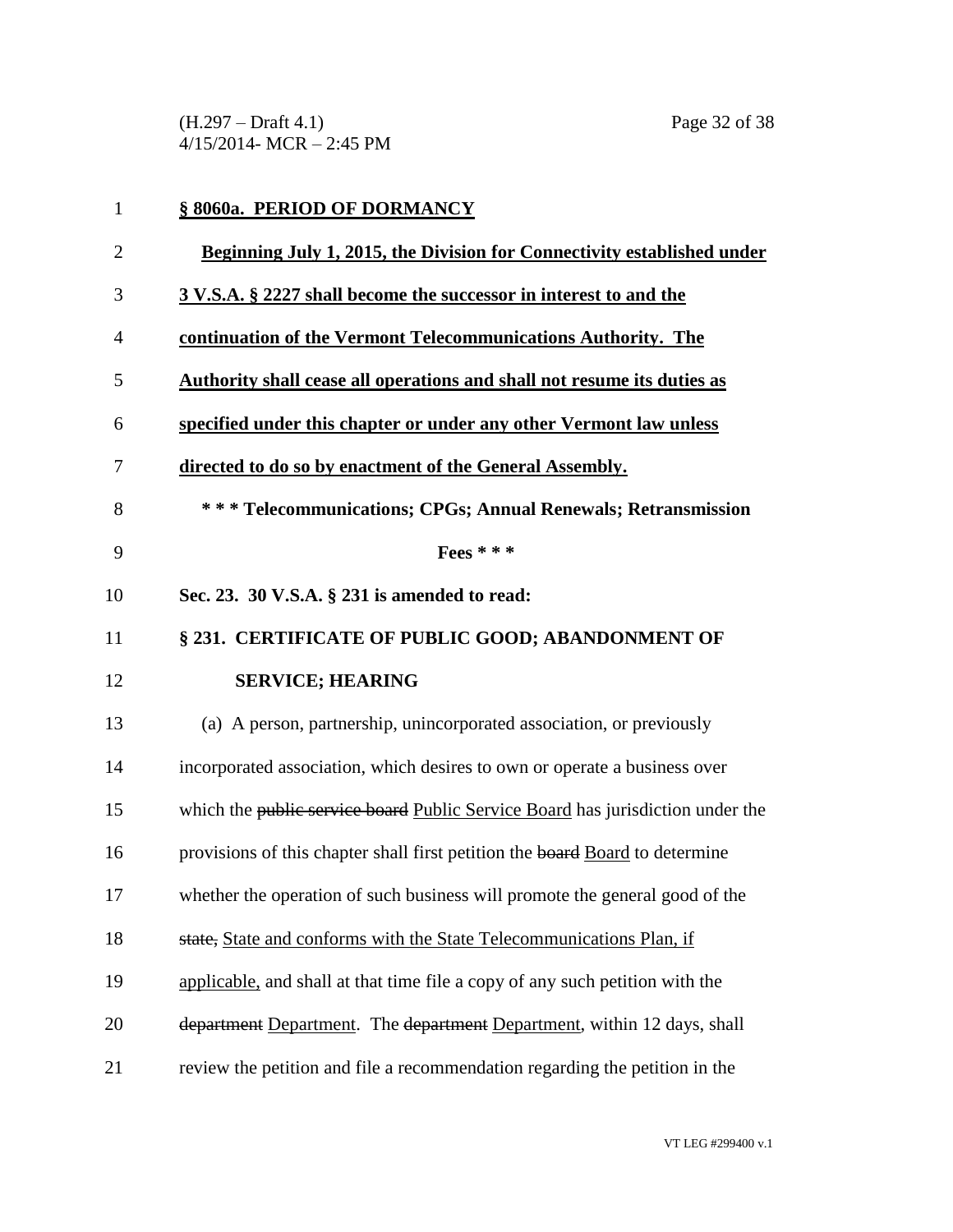**§ 8060a. PERIOD OF DORMANCY**

**Beginning July 1, 2015, the Division for Connectivity established under 3 V.S.A. § 2227 shall become the successor in interest to and the continuation of the Vermont Telecommunications Authority. The Authority shall cease all operations and shall not resume its duties as specified under this chapter or under any other Vermont law unless directed to do so by enactment of the General Assembly.**

**\* \* \* Telecommunications; CPGs; Annual Renewals; Retransmission Fees \* \* \***

**Sec. 23. 30 V.S.A. § 231 is amended to read:**

**§ 231. CERTIFICATE OF PUBLIC GOOD; ABANDONMENT OF SERVICE; HEARING**

(a) A person, partnership, unincorporated association, or previously incorporated association, which desires to own or operate a business over which the ~~public service board~~ Public Service Board has jurisdiction under the provisions of this chapter shall first petition the ~~board~~ Board to determine whether the operation of such business will promote the general good of the ~~state,~~ State and conforms with the State Telecommunications Plan, if applicable, and shall at that time file a copy of any such petition with the ~~department~~ Department. The ~~department~~ Department, within 12 days, shall review the petition and file a recommendation regarding the petition in the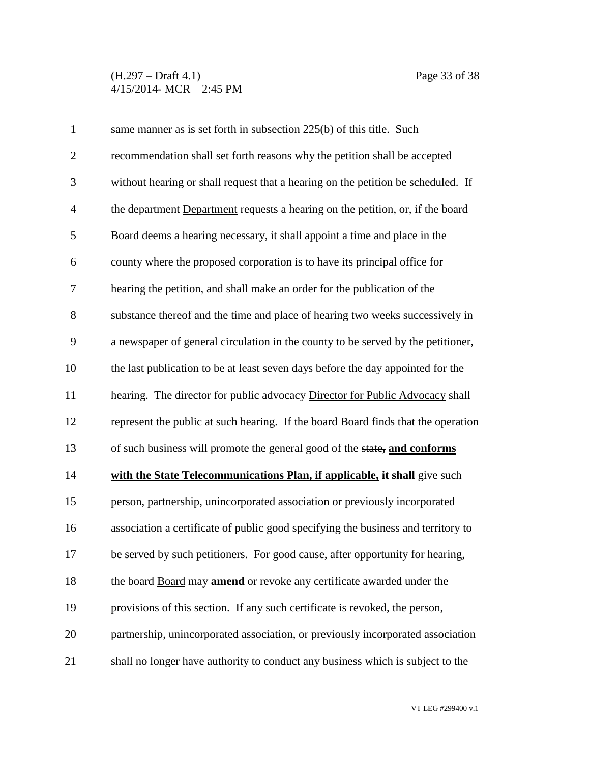same manner as is set forth in subsection 225(b) of this title. Such recommendation shall set forth reasons why the petition shall be accepted without hearing or shall request that a hearing on the petition be scheduled. If the ~~department~~ Department requests a hearing on the petition, or, if the ~~board~~ Board deems a hearing necessary, it shall appoint a time and place in the county where the proposed corporation is to have its principal office for hearing the petition, and shall make an order for the publication of the substance thereof and the time and place of hearing two weeks successively in a newspaper of general circulation in the county to be served by the petitioner, the last publication to be at least seven days before the day appointed for the hearing. The ~~director for public advocacy~~ Director for Public Advocacy shall represent the public at such hearing. If the ~~board~~ Board finds that the operation of such business will promote the general good of the ~~state,~~ **and conforms with the State Telecommunications Plan, if applicable, it shall** give such person, partnership, unincorporated association or previously incorporated association a certificate of public good specifying the business and territory to be served by such petitioners. For good cause, after opportunity for hearing, the ~~board~~ Board may **amend** or revoke any certificate awarded under the provisions of this section. If any such certificate is revoked, the person, partnership, unincorporated association, or previously incorporated association shall no longer have authority to conduct any business which is subject to the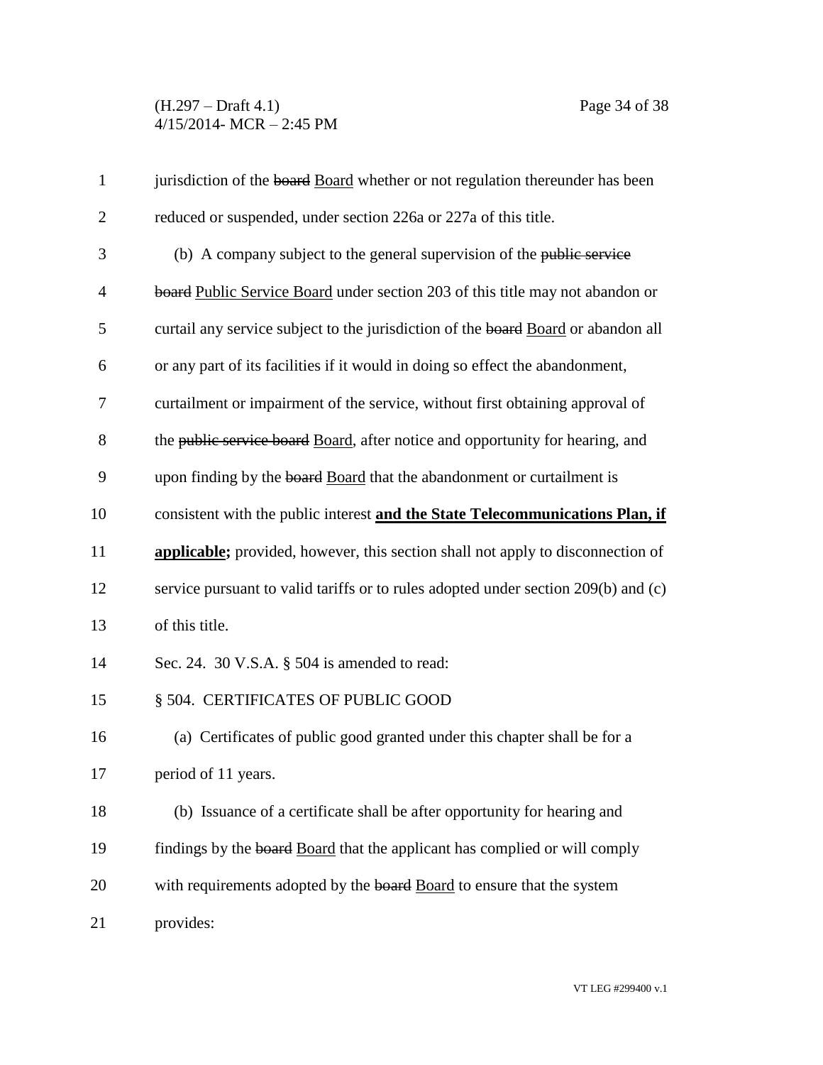jurisdiction of the ~~board~~ Board whether or not regulation thereunder has been reduced or suspended, under section 226a or 227a of this title.

(b) A company subject to the general supervision of the ~~public service board~~ Public Service Board under section 203 of this title may not abandon or curtail any service subject to the jurisdiction of the ~~board~~ Board or abandon all or any part of its facilities if it would in doing so effect the abandonment, curtailment or impairment of the service, without first obtaining approval of the ~~public service board~~ Board, after notice and opportunity for hearing, and upon finding by the ~~board~~ Board that the abandonment or curtailment is consistent with the public interest **and the State Telecommunications Plan, if applicable;** provided, however, this section shall not apply to disconnection of service pursuant to valid tariffs or to rules adopted under section 209(b) and (c) of this title.

Sec. 24. 30 V.S.A. § 504 is amended to read:

§ 504. CERTIFICATES OF PUBLIC GOOD

(a) Certificates of public good granted under this chapter shall be for a period of 11 years.

(b) Issuance of a certificate shall be after opportunity for hearing and findings by the ~~board~~ Board that the applicant has complied or will comply with requirements adopted by the ~~board~~ Board to ensure that the system provides: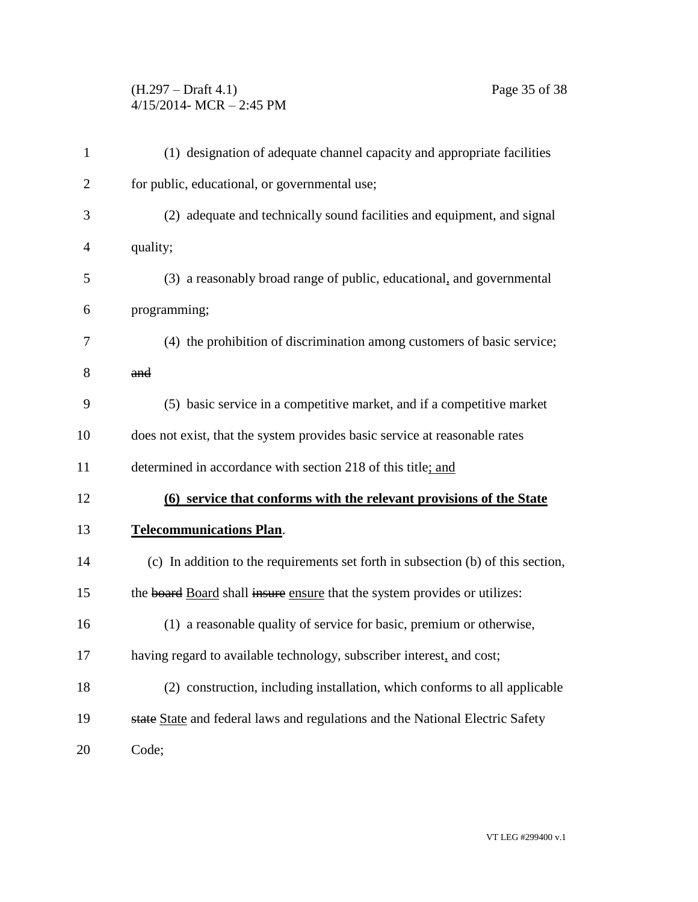(1) designation of adequate channel capacity and appropriate facilities for public, educational, or governmental use;

(2) adequate and technically sound facilities and equipment, and signal quality;

(3) a reasonably broad range of public, educational, and governmental programming;

(4) the prohibition of discrimination among customers of basic service; ~~and~~

(5) basic service in a competitive market, and if a competitive market does not exist, that the system provides basic service at reasonable rates determined in accordance with section 218 of this title; and

**(6) service that conforms with the relevant provisions of the State Telecommunications Plan**.

(c) In addition to the requirements set forth in subsection (b) of this section, the ~~board~~ Board shall ~~insure~~ ensure that the system provides or utilizes:

(1) a reasonable quality of service for basic, premium or otherwise, having regard to available technology, subscriber interest, and cost;

(2) construction, including installation, which conforms to all applicable ~~state~~ State and federal laws and regulations and the National Electric Safety Code;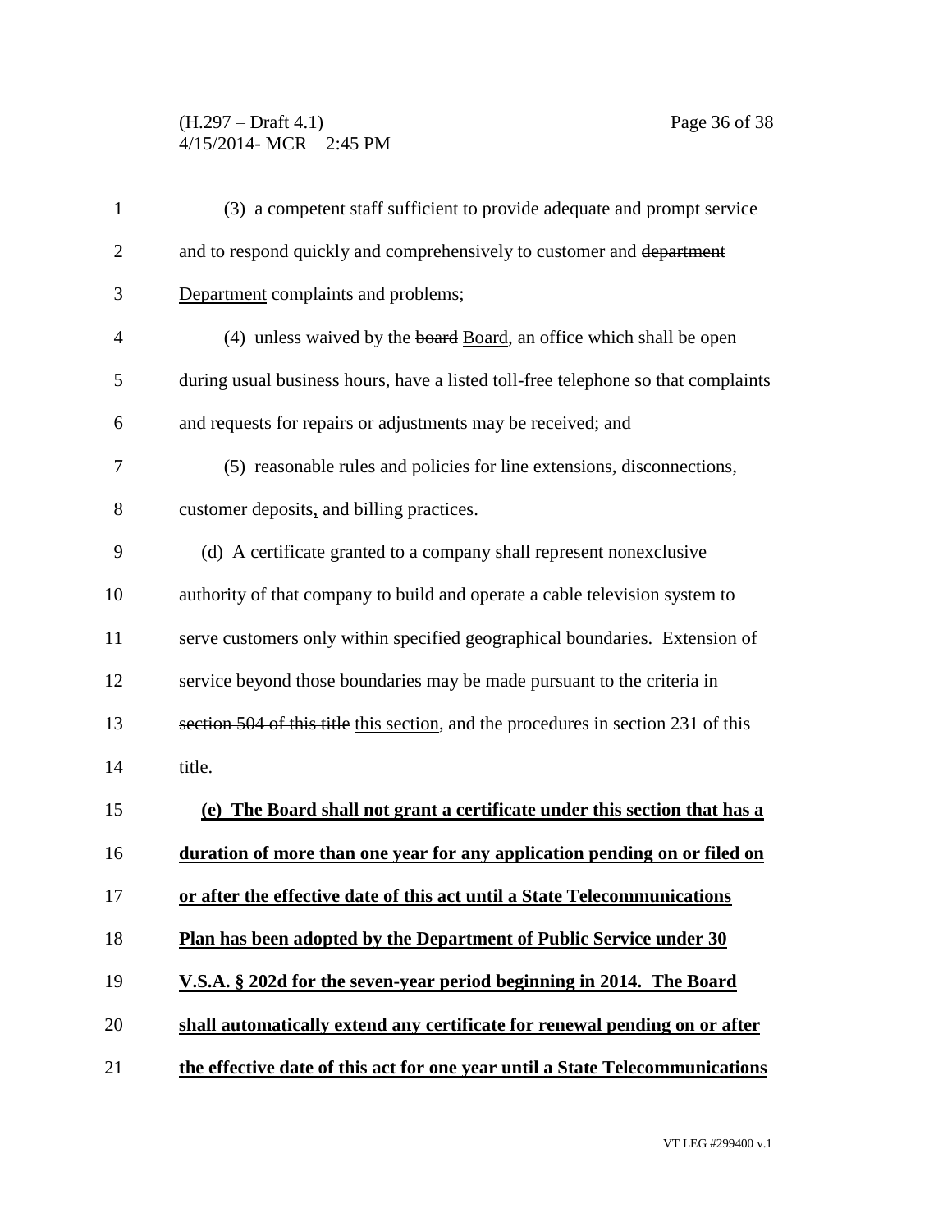(3) a competent staff sufficient to provide adequate and prompt service and to respond quickly and comprehensively to customer and ~~department~~ Department complaints and problems;

(4) unless waived by the ~~board~~ Board, an office which shall be open during usual business hours, have a listed toll-free telephone so that complaints and requests for repairs or adjustments may be received; and

(5) reasonable rules and policies for line extensions, disconnections, customer deposits, and billing practices.

(d) A certificate granted to a company shall represent nonexclusive authority of that company to build and operate a cable television system to serve customers only within specified geographical boundaries. Extension of service beyond those boundaries may be made pursuant to the criteria in ~~section 504 of this title~~ this section, and the procedures in section 231 of this title.

**(e) The Board shall not grant a certificate under this section that has a duration of more than one year for any application pending on or filed on or after the effective date of this act until a State Telecommunications Plan has been adopted by the Department of Public Service under 30 V.S.A. § 202d for the seven-year period beginning in 2014. The Board shall automatically extend any certificate for renewal pending on or after the effective date of this act for one year until a State Telecommunications**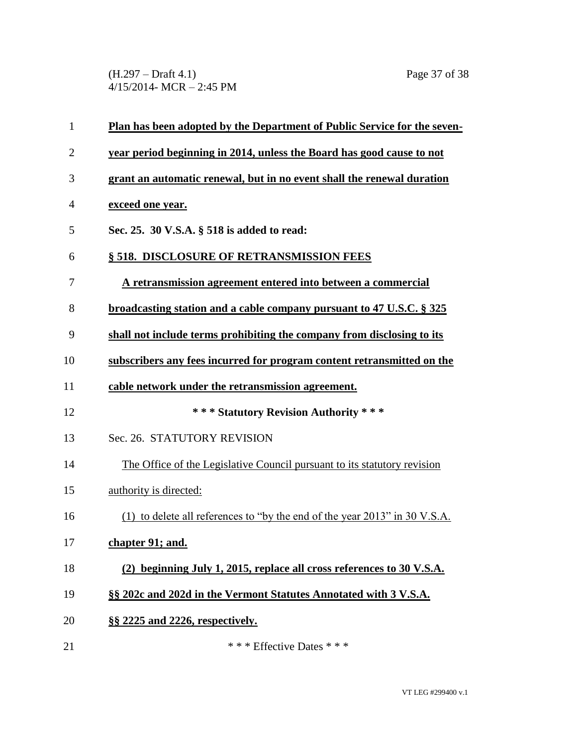**Plan has been adopted by the Department of Public Service for the seven-year period beginning in 2014, unless the Board has good cause to not grant an automatic renewal, but in no event shall the renewal duration exceed one year.**

**Sec. 25. 30 V.S.A. § 518 is added to read:**

**§ 518. DISCLOSURE OF RETRANSMISSION FEES**

**A retransmission agreement entered into between a commercial broadcasting station and a cable company pursuant to 47 U.S.C. § 325 shall not include terms prohibiting the company from disclosing to its subscribers any fees incurred for program content retransmitted on the cable network under the retransmission agreement.**

**\* \* \* Statutory Revision Authority \* \* \***

Sec. 26. STATUTORY REVISION

The Office of the Legislative Council pursuant to its statutory revision authority is directed:

(1) to delete all references to "by the end of the year 2013" in 30 V.S.A. **chapter 91; and.**

**(2) beginning July 1, 2015, replace all cross references to 30 V.S.A. §§ 202c and 202d in the Vermont Statutes Annotated with 3 V.S.A. §§ 2225 and 2226, respectively.**

\* \* \* Effective Dates \* \* \*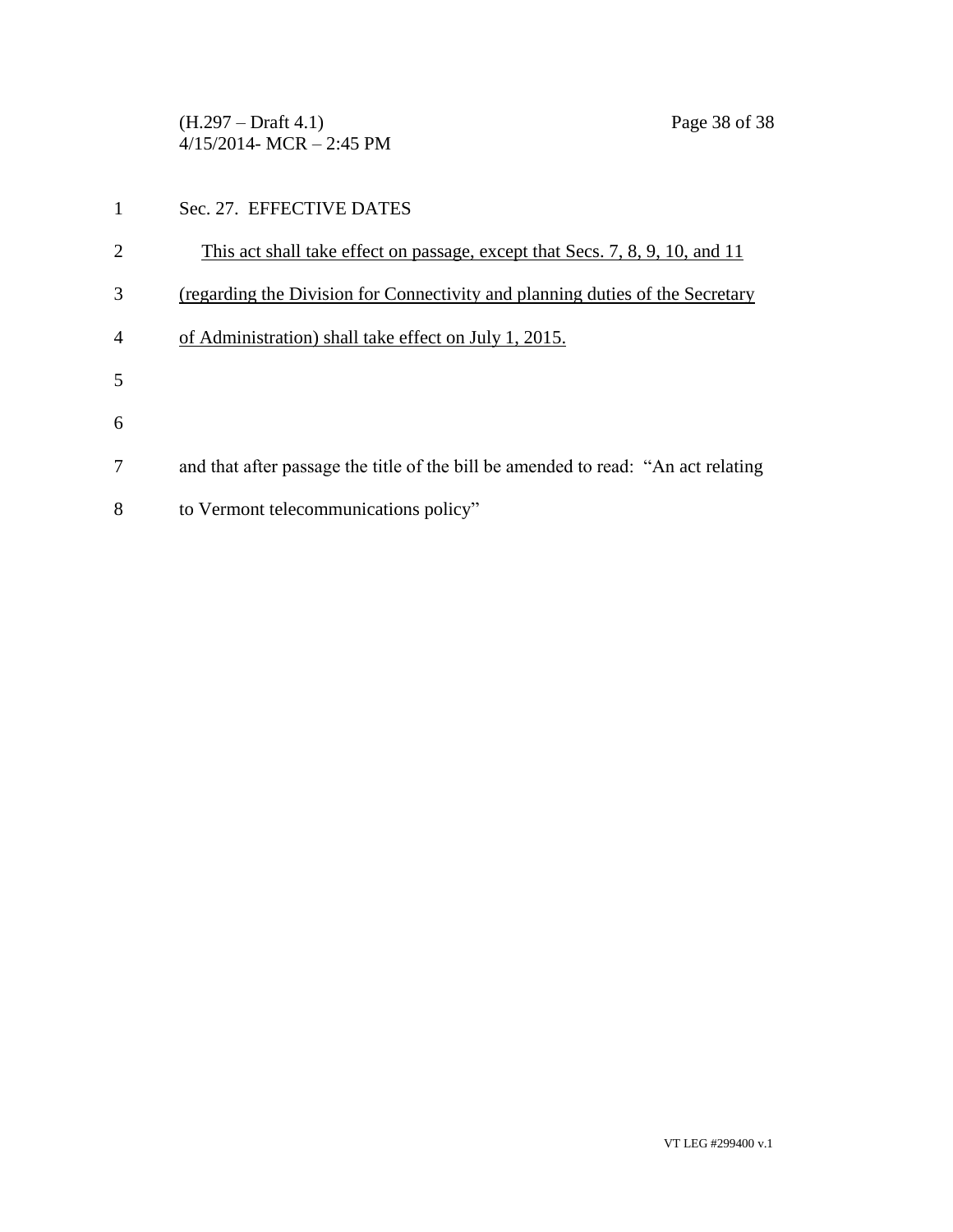Sec. 27. EFFECTIVE DATES

<u>This act shall take effect on passage, except that Secs. 7, 8, 9, 10, and 11 (regarding the Division for Connectivity and planning duties of the Secretary of Administration) shall take effect on July 1, 2015.</u>

and that after passage the title of the bill be amended to read: "An act relating to Vermont telecommunications policy"